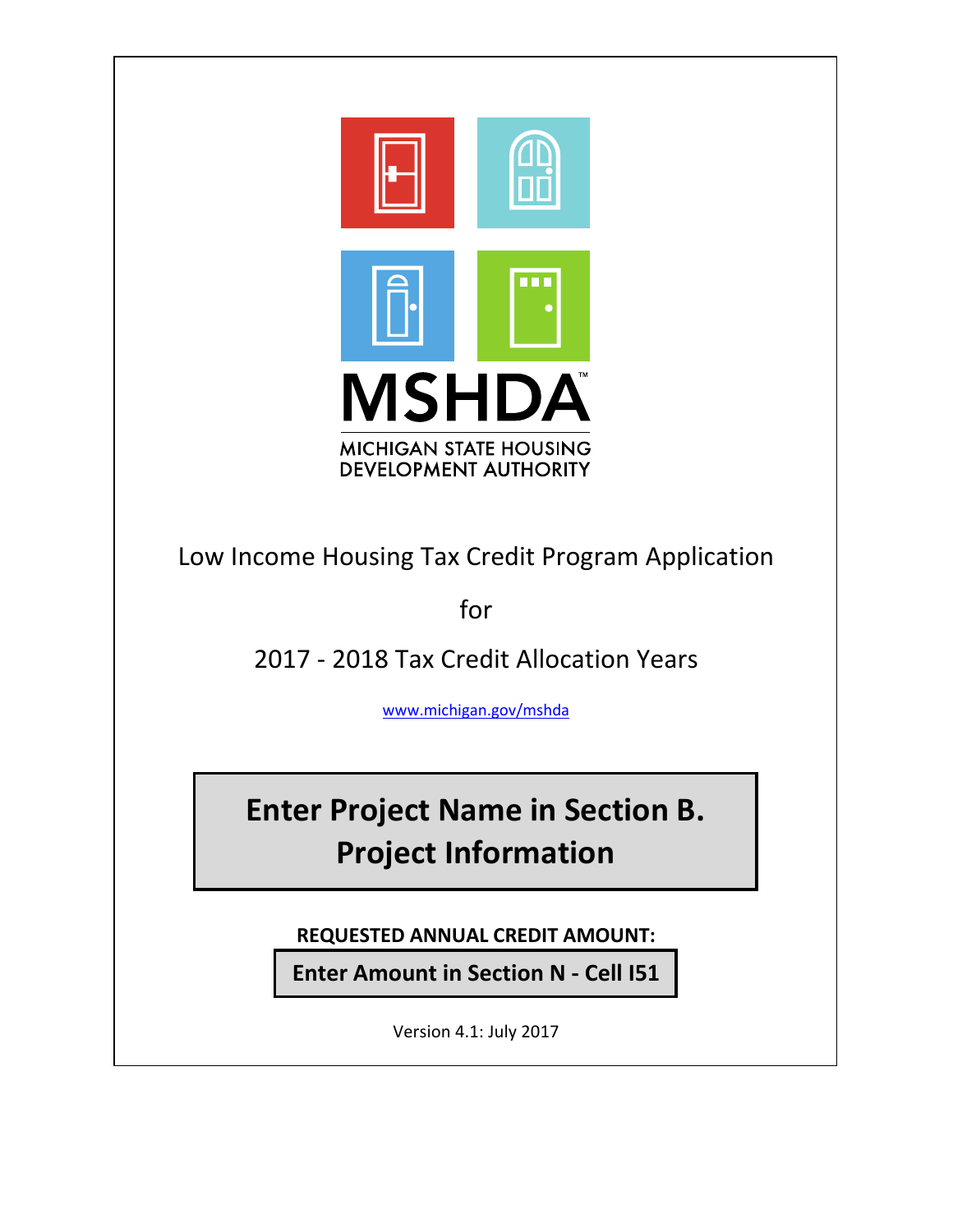MSHDA™

MICHIGAN STATE HOUSING DEVELOPMENT AUTHORITY

Low Income Housing Tax Credit Program Application

for

2017 - 2018 Tax Credit Allocation Years

www.michigan.gov/mshda

**Enter Project Name in Section B. Project Information**

**REQUESTED ANNUAL CREDIT AMOUNT:**

**Enter Amount in Section N - Cell I51**

Version 4.1: July 2017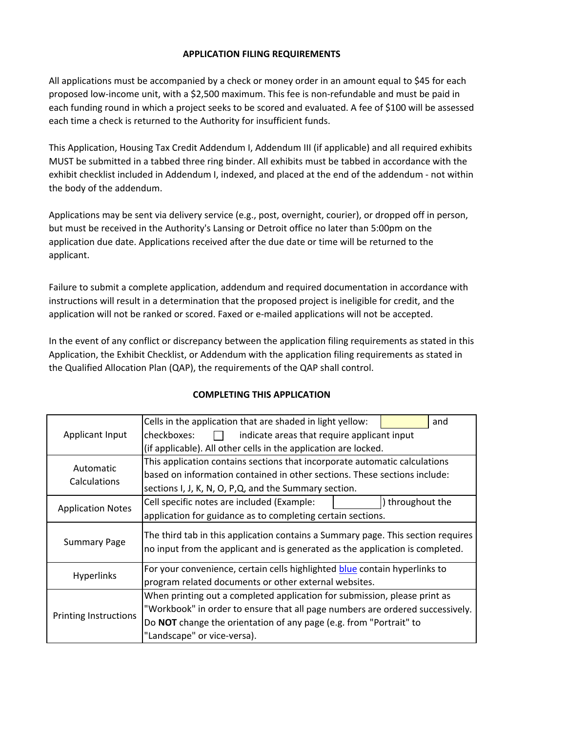## APPLICATION FILING REQUIREMENTS

All applications must be accompanied by a check or money order in an amount equal to $45 for each proposed low-income unit, with a $2,500 maximum. This fee is non-refundable and must be paid in each funding round in which a project seeks to be scored and evaluated. A fee of $100 will be assessed each time a check is returned to the Authority for insufficient funds.

This Application, Housing Tax Credit Addendum I, Addendum III (if applicable) and all required exhibits MUST be submitted in a tabbed three ring binder. All exhibits must be tabbed in accordance with the exhibit checklist included in Addendum I, indexed, and placed at the end of the addendum - not within the body of the addendum.

Applications may be sent via delivery service (e.g., post, overnight, courier), or dropped off in person, but must be received in the Authority's Lansing or Detroit office no later than 5:00pm on the application due date. Applications received after the due date or time will be returned to the applicant.

Failure to submit a complete application, addendum and required documentation in accordance with instructions will result in a determination that the proposed project is ineligible for credit, and the application will not be ranked or scored. Faxed or e-mailed applications will not be accepted.

In the event of any conflict or discrepancy between the application filing requirements as stated in this Application, the Exhibit Checklist, or Addendum with the application filing requirements as stated in the Qualified Allocation Plan (QAP), the requirements of the QAP shall control.

## COMPLETING THIS APPLICATION

| | |
|---|---|
| Applicant Input | Cells in the application that are shaded in light yellow: [ ] and checkboxes: ☐ indicate areas that require applicant input (if applicable). All other cells in the application are locked. |
| Automatic Calculations | This application contains sections that incorporate automatic calculations based on information contained in other sections. These sections include: sections I, J, K, N, O, P,Q, and the Summary section. |
| Application Notes | Cell specific notes are included (Example: [ ]) throughout the application for guidance as to completing certain sections. |
| Summary Page | The third tab in this application contains a Summary page. This section requires no input from the applicant and is generated as the application is completed. |
| Hyperlinks | For your convenience, certain cells highlighted blue contain hyperlinks to program related documents or other external websites. |
| Printing Instructions | When printing out a completed application for submission, please print as "Workbook" in order to ensure that all page numbers are ordered successively. Do **NOT** change the orientation of any page (e.g. from "Portrait" to "Landscape" or vice-versa). |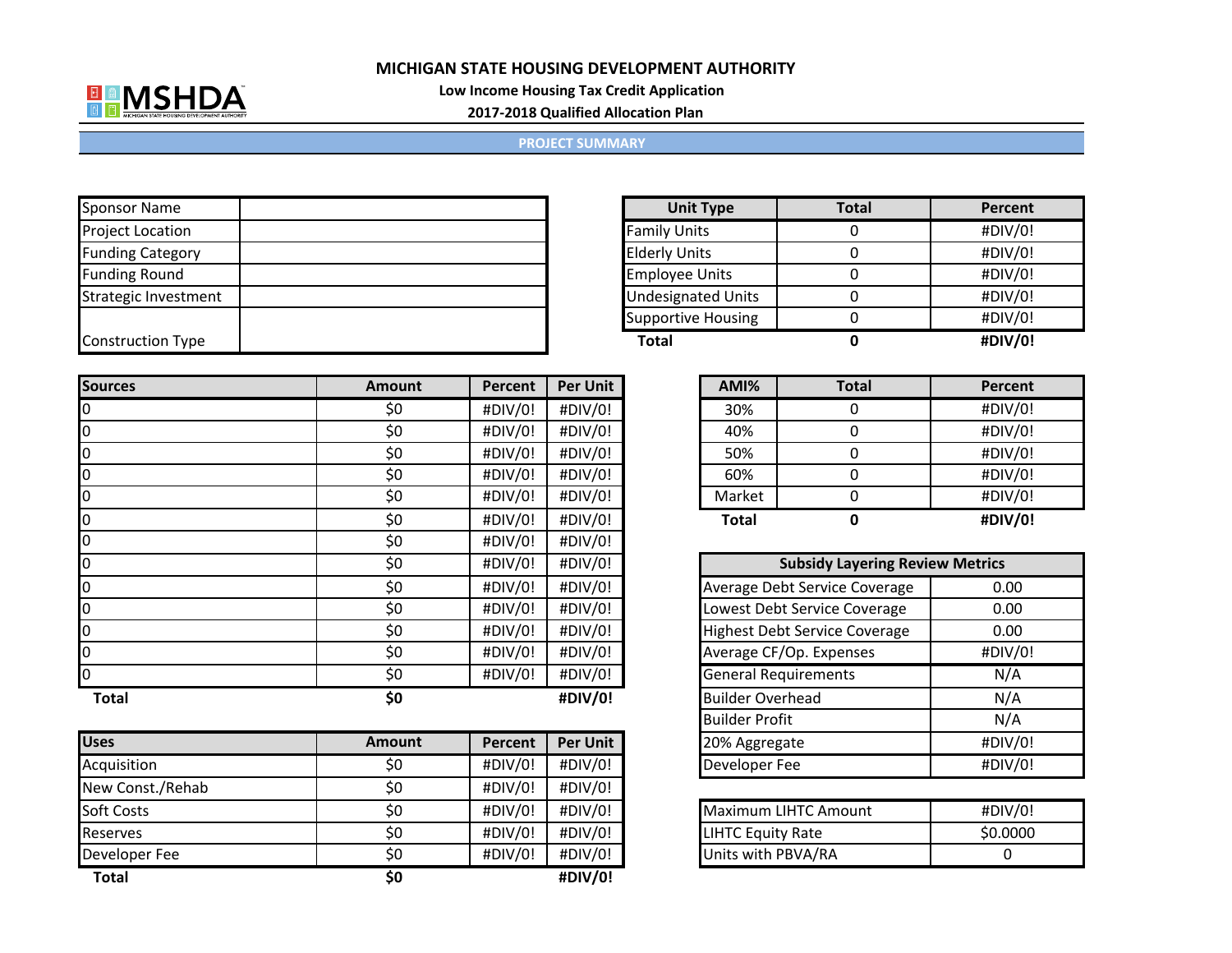# MICHIGAN STATE HOUSING DEVELOPMENT AUTHORITY

**Low Income Housing Tax Credit Application**

**2017-2018 Qualified Allocation Plan**

## PROJECT SUMMARY

| | |
|---|---|
| Sponsor Name | |
| Project Location | |
| Funding Category | |
| Funding Round | |
| Strategic Investment | |
| Construction Type | |

| Unit Type | Total | Percent |
|---|---|---|
| Family Units | 0 | #DIV/0! |
| Elderly Units | 0 | #DIV/0! |
| Employee Units | 0 | #DIV/0! |
| Undesignated Units | 0 | #DIV/0! |
| Supportive Housing | 0 | #DIV/0! |
| **Total** | **0** | **#DIV/0!** |

| Sources | Amount | Percent | Per Unit |
|---|---|---|---|
| 0 | $0 | #DIV/0! | #DIV/0! |
| 0 | $0 | #DIV/0! | #DIV/0! |
| 0 | $0 | #DIV/0! | #DIV/0! |
| 0 | $0 | #DIV/0! | #DIV/0! |
| 0 | $0 | #DIV/0! | #DIV/0! |
| 0 | $0 | #DIV/0! | #DIV/0! |
| 0 | $0 | #DIV/0! | #DIV/0! |
| 0 | $0 | #DIV/0! | #DIV/0! |
| 0 | $0 | #DIV/0! | #DIV/0! |
| 0 | $0 | #DIV/0! | #DIV/0! |
| 0 | $0 | #DIV/0! | #DIV/0! |
| 0 | $0 | #DIV/0! | #DIV/0! |
| 0 | $0 | #DIV/0! | #DIV/0! |
| **Total** | **$0** | | **#DIV/0!** |

| AMI% | Total | Percent |
|---|---|---|
| 30% | 0 | #DIV/0! |
| 40% | 0 | #DIV/0! |
| 50% | 0 | #DIV/0! |
| 60% | 0 | #DIV/0! |
| Market | 0 | #DIV/0! |
| **Total** | **0** | **#DIV/0!** |

| Subsidy Layering Review Metrics | |
|---|---|
| Average Debt Service Coverage | 0.00 |
| Lowest Debt Service Coverage | 0.00 |
| Highest Debt Service Coverage | 0.00 |
| Average CF/Op. Expenses | #DIV/0! |
| General Requirements | N/A |
| Builder Overhead | N/A |
| Builder Profit | N/A |
| 20% Aggregate | #DIV/0! |
| Developer Fee | #DIV/0! |

| Uses | Amount | Percent | Per Unit |
|---|---|---|---|
| Acquisition | $0 | #DIV/0! | #DIV/0! |
| New Const./Rehab | $0 | #DIV/0! | #DIV/0! |
| Soft Costs | $0 | #DIV/0! | #DIV/0! |
| Reserves | $0 | #DIV/0! | #DIV/0! |
| Developer Fee | $0 | #DIV/0! | #DIV/0! |
| **Total** | **$0** | | **#DIV/0!** |

| | |
|---|---|
| Maximum LIHTC Amount | #DIV/0! |
| LIHTC Equity Rate | $0.0000 |
| Units with PBVA/RA | 0 |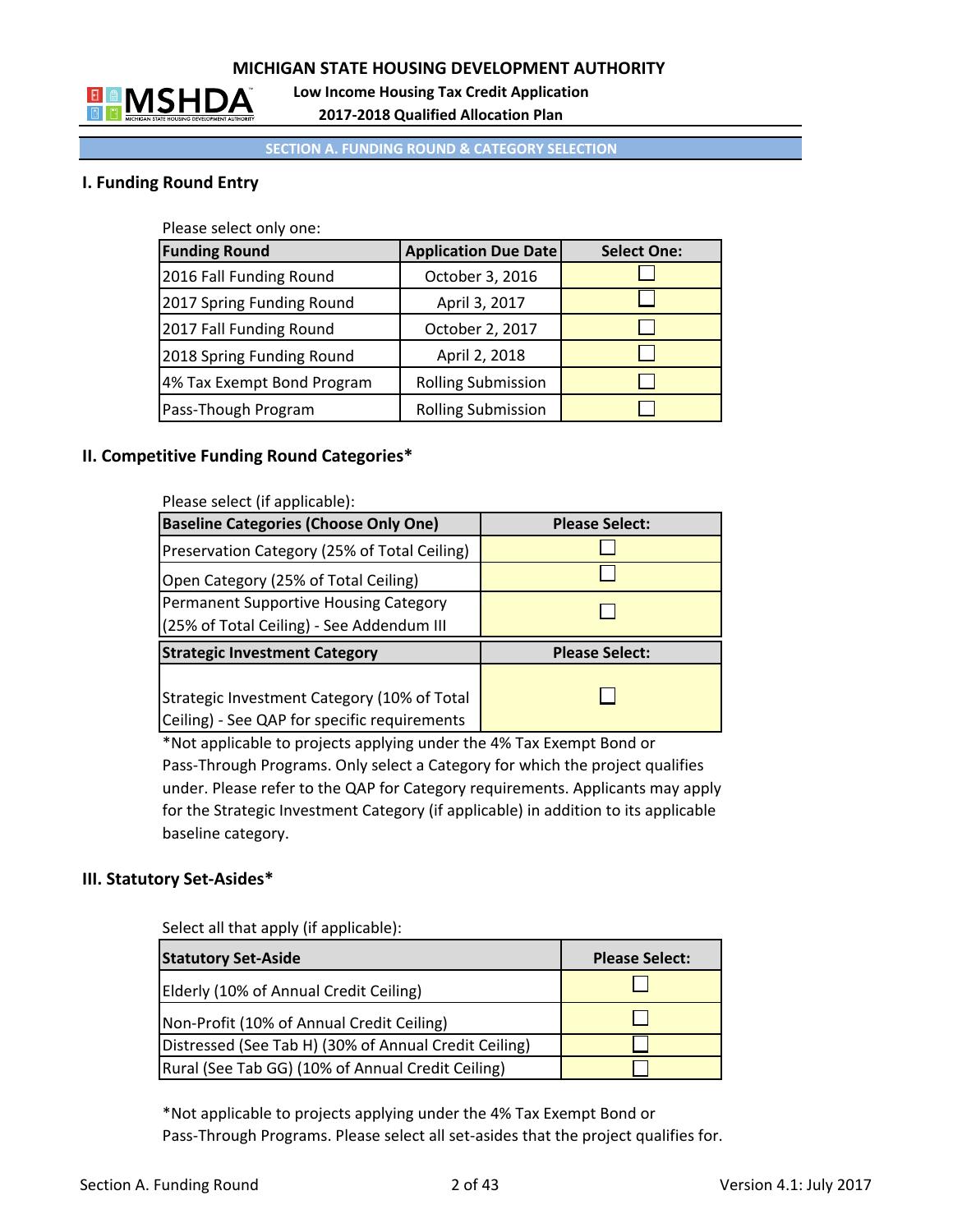# MICHIGAN STATE HOUSING DEVELOPMENT AUTHORITY

**Low Income Housing Tax Credit Application**

**2017-2018 Qualified Allocation Plan**

## SECTION A. FUNDING ROUND & CATEGORY SELECTION

### I. Funding Round Entry

Please select only one:

| Funding Round | Application Due Date | Select One: |
|---|---|---|
| 2016 Fall Funding Round | October 3, 2016 | ☐ |
| 2017 Spring Funding Round | April 3, 2017 | ☐ |
| 2017 Fall Funding Round | October 2, 2017 | ☐ |
| 2018 Spring Funding Round | April 2, 2018 | ☐ |
| 4% Tax Exempt Bond Program | Rolling Submission | ☐ |
| Pass-Though Program | Rolling Submission | ☐ |

### II. Competitive Funding Round Categories*

Please select (if applicable):

| Baseline Categories (Choose Only One) | Please Select: |
|---|---|
| Preservation Category (25% of Total Ceiling) | ☐ |
| Open Category (25% of Total Ceiling) | ☐ |
| Permanent Supportive Housing Category (25% of Total Ceiling) - See Addendum III | ☐ |
| **Strategic Investment Category** | **Please Select:** |
| Strategic Investment Category (10% of Total Ceiling) - See QAP for specific requirements | ☐ |

*Not applicable to projects applying under the 4% Tax Exempt Bond or Pass-Through Programs. Only select a Category for which the project qualifies under. Please refer to the QAP for Category requirements. Applicants may apply for the Strategic Investment Category (if applicable) in addition to its applicable baseline category.

### III. Statutory Set-Asides*

Select all that apply (if applicable):

| Statutory Set-Aside | Please Select: |
|---|---|
| Elderly (10% of Annual Credit Ceiling) | ☐ |
| Non-Profit (10% of Annual Credit Ceiling) | ☐ |
| Distressed (See Tab H) (30% of Annual Credit Ceiling) | ☐ |
| Rural (See Tab GG) (10% of Annual Credit Ceiling) | ☐ |

*Not applicable to projects applying under the 4% Tax Exempt Bond or Pass-Through Programs. Please select all set-asides that the project qualifies for.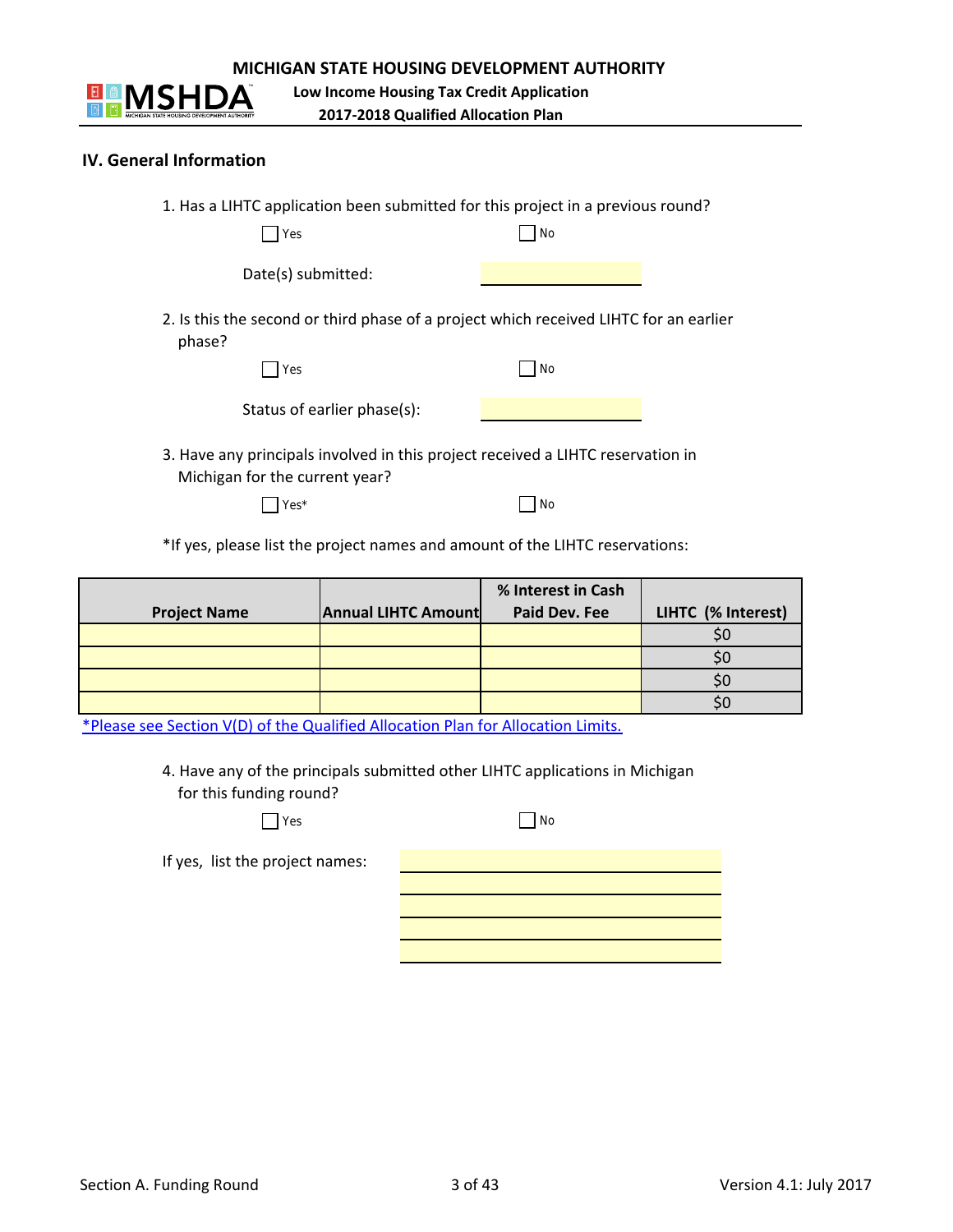## IV. General Information

1. Has a LIHTC application been submitted for this project in a previous round?

☐ Yes ☐ No

Date(s) submitted:

2. Is this the second or third phase of a project which received LIHTC for an earlier phase?

☐ Yes ☐ No

Status of earlier phase(s):

3. Have any principals involved in this project received a LIHTC reservation in Michigan for the current year?

☐ Yes* ☐ No

*If yes, please list the project names and amount of the LIHTC reservations:

| Project Name | Annual LIHTC Amount | % Interest in Cash Paid Dev. Fee | LIHTC (% Interest) |
|---|---|---|---|
| | | | $0 |
| | | | $0 |
| | | | $0 |
| | | | $0 |

*Please see Section V(D) of the Qualified Allocation Plan for Allocation Limits.

4. Have any of the principals submitted other LIHTC applications in Michigan for this funding round?

☐ Yes ☐ No

If yes, list the project names: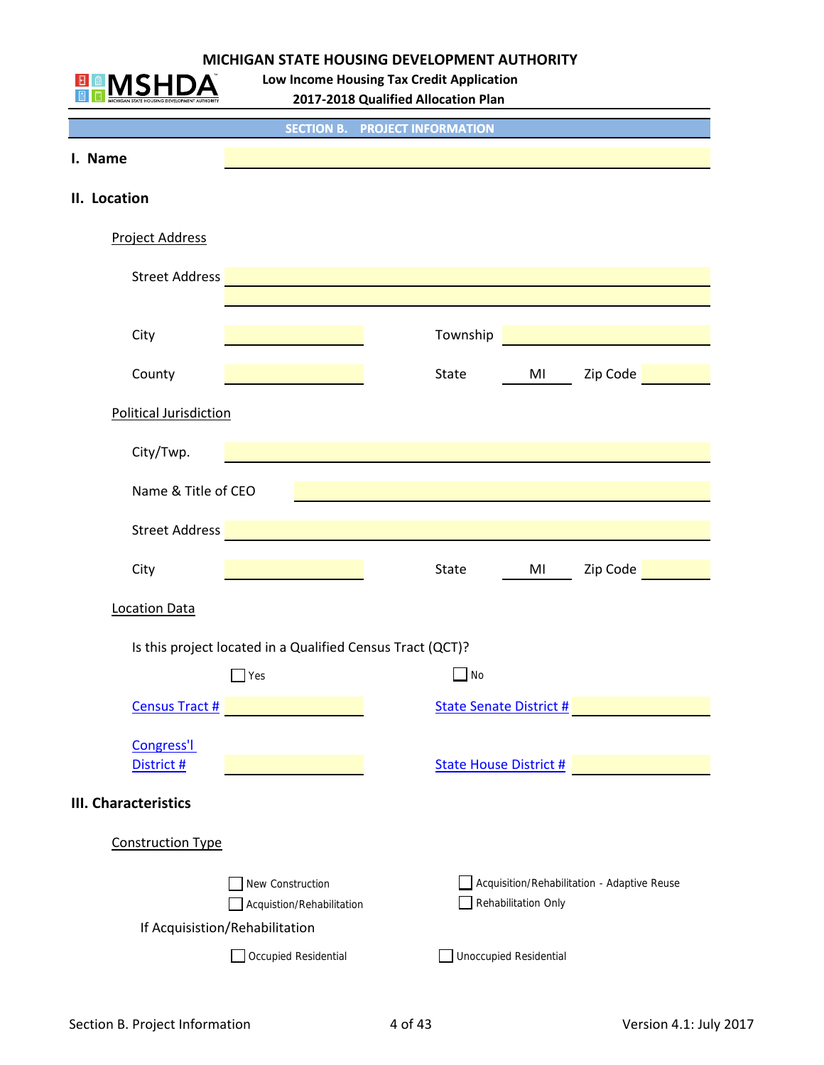MICHIGAN STATE HOUSING DEVELOPMENT AUTHORITY

Low Income Housing Tax Credit Application

2017-2018 Qualified Allocation Plan

## SECTION B. PROJECT INFORMATION

### I. Name

### II. Location

Project Address

Street Address

City | Township

County | State MI | Zip Code

Political Jurisdiction

City/Twp.

Name & Title of CEO

Street Address

City | State MI | Zip Code

Location Data

Is this project located in a Qualified Census Tract (QCT)?

☐ Yes ☐ No

Census Tract # | State Senate District #

Congress'l District # | State House District #

### III. Characteristics

Construction Type

☐ New Construction

☐ Acquistion/Rehabilitation

☐ Acquisition/Rehabilitation - Adaptive Reuse

☐ Rehabilitation Only

If Acquisition/Rehabilitation

☐ Occupied Residential ☐ Unoccupied Residential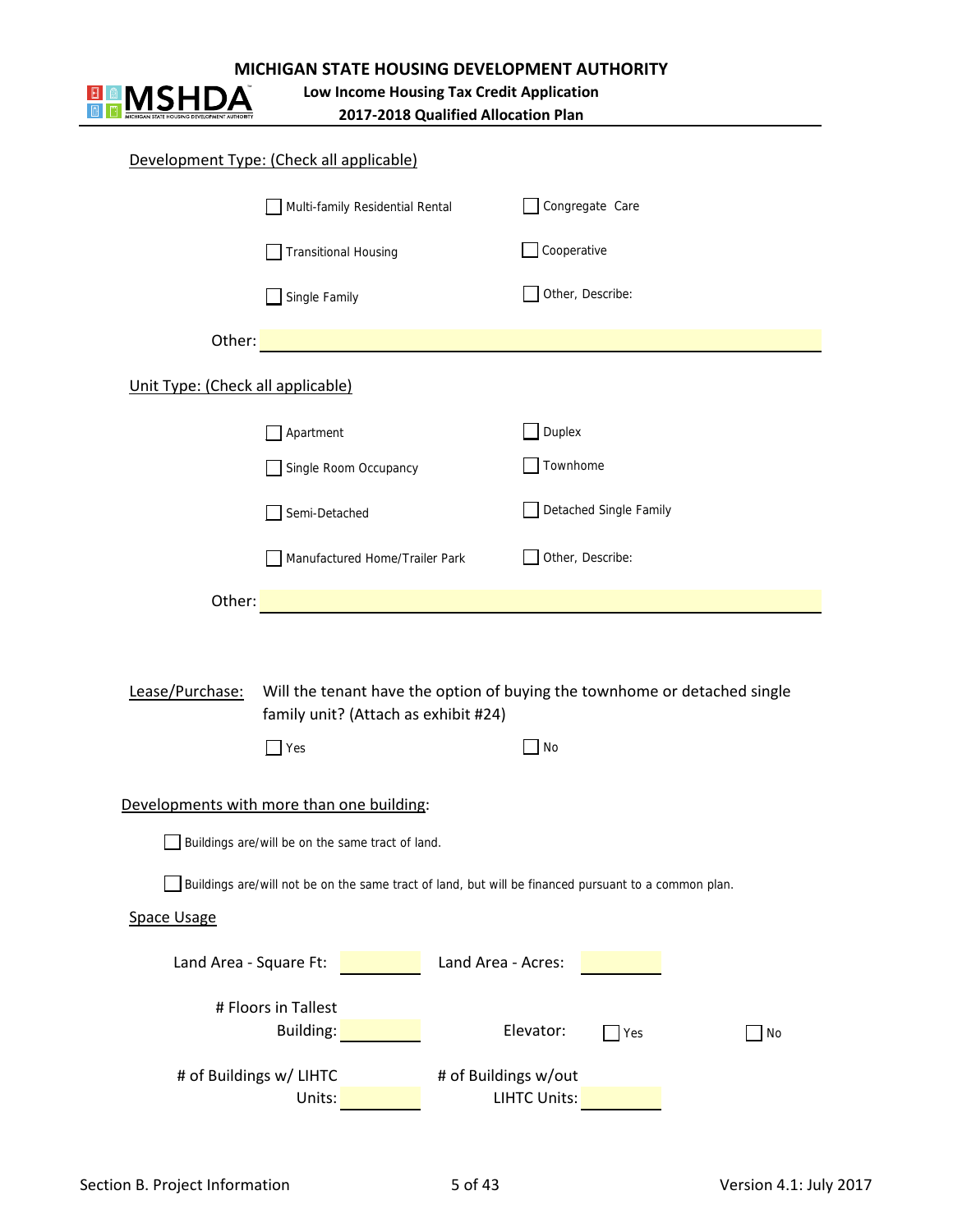Development Type: (Check all applicable)

- [ ] Multi-family Residential Rental
- [ ] Congregate Care
- [ ] Transitional Housing
- [ ] Cooperative
- [ ] Single Family
- [ ] Other, Describe:

Other: ____________________

Unit Type: (Check all applicable)

- [ ] Apartment
- [ ] Duplex
- [ ] Single Room Occupancy
- [ ] Townhome
- [ ] Semi-Detached
- [ ] Detached Single Family
- [ ] Manufactured Home/Trailer Park
- [ ] Other, Describe:

Other: ____________________

Lease/Purchase: Will the tenant have the option of buying the townhome or detached single family unit? (Attach as exhibit #24)

- [ ] Yes
- [ ] No

Developments with more than one building:

- [ ] Buildings are/will be on the same tract of land.
- [ ] Buildings are/will not be on the same tract of land, but will be financed pursuant to a common plan.

Space Usage

Land Area - Square Ft: ________ Land Area - Acres: ________

# Floors in Tallest Building: ________ Elevator: [ ] Yes [ ] No

# of Buildings w/ LIHTC Units: ________ # of Buildings w/out LIHTC Units: ________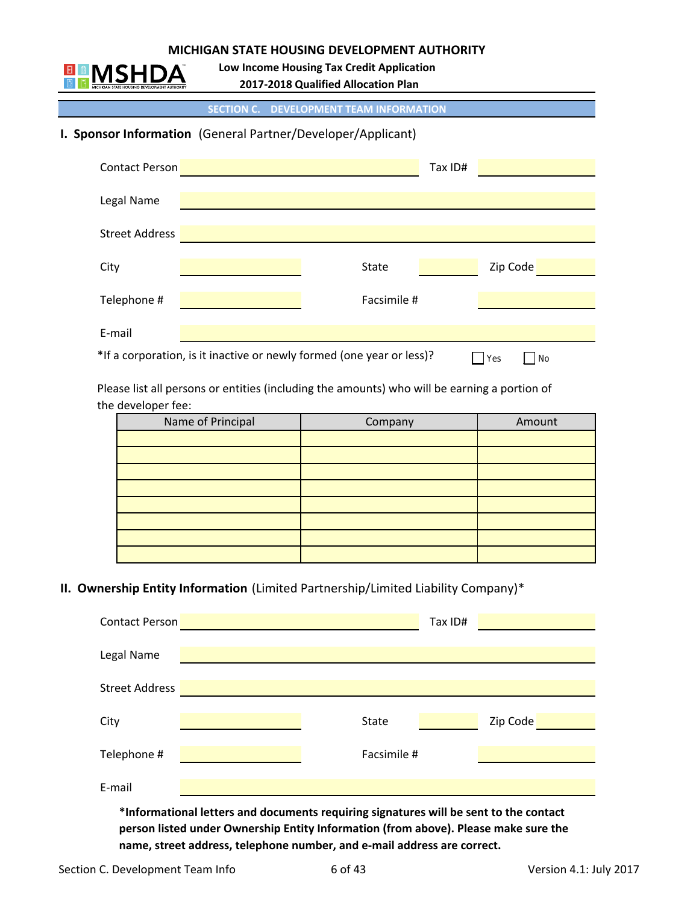MICHIGAN STATE HOUSING DEVELOPMENT AUTHORITY

**Low Income Housing Tax Credit Application**

**2017-2018 Qualified Allocation Plan**

## SECTION C. DEVELOPMENT TEAM INFORMATION

### I. Sponsor Information (General Partner/Developer/Applicant)

Contact Person ______________________ Tax ID# ____________

Legal Name ______________________

Street Address ______________________

City ____________ State ________ Zip Code ________

Telephone # ____________ Facsimile # ____________

E-mail ______________________

*If a corporation, is it inactive or newly formed (one year or less)? ☐ Yes ☐ No

Please list all persons or entities (including the amounts) who will be earning a portion of the developer fee:

| Name of Principal | Company | Amount |
|---|---|---|
| | | |
| | | |
| | | |
| | | |
| | | |
| | | |
| | | |
| | | |

### II. Ownership Entity Information (Limited Partnership/Limited Liability Company)*

Contact Person ______________________ Tax ID# ____________

Legal Name ______________________

Street Address ______________________

City ____________ State ________ Zip Code ________

Telephone # ____________ Facsimile # ____________

E-mail ______________________

***Informational letters and documents requiring signatures will be sent to the contact person listed under Ownership Entity Information (from above). Please make sure the name, street address, telephone number, and e-mail address are correct.**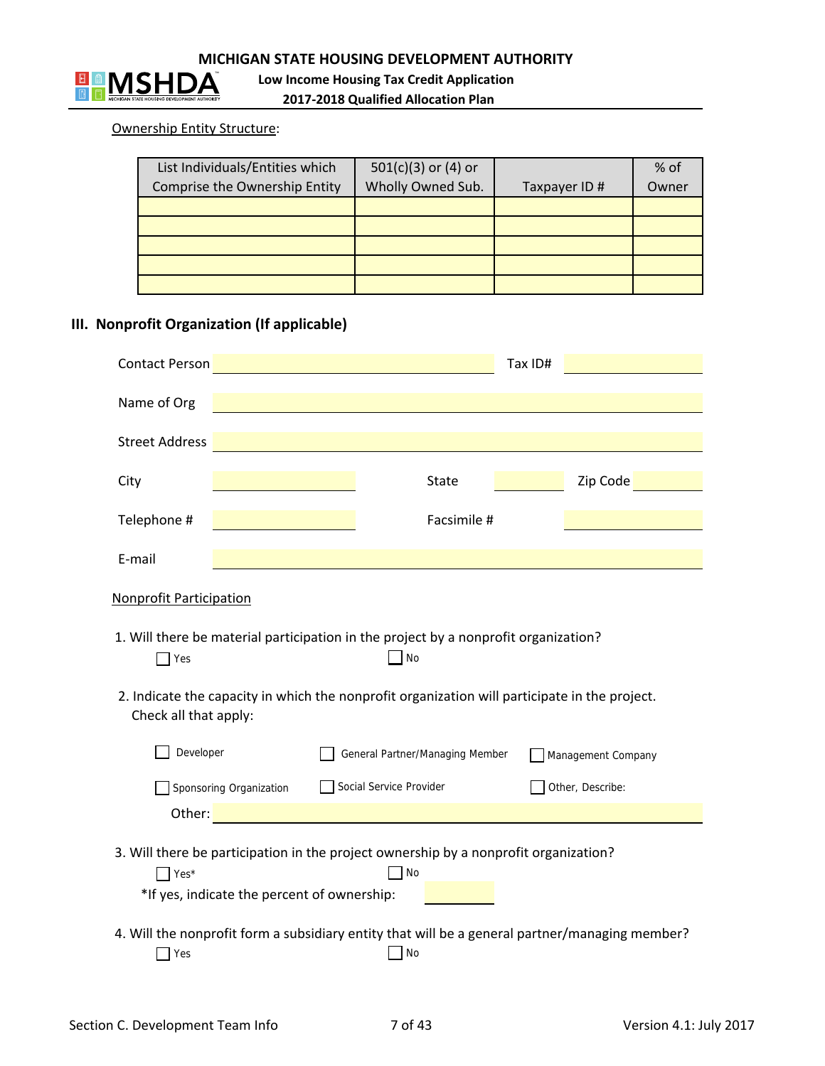Ownership Entity Structure:

| List Individuals/Entities which Comprise the Ownership Entity | 501(c)(3) or (4) or Wholly Owned Sub. | Taxpayer ID # | % of Owner |
|---|---|---|---|
| | | | |
| | | | |
| | | | |
| | | | |
| | | | |

## III. Nonprofit Organization (If applicable)

Contact Person ______________________ Tax ID# ______________

Name of Org ______________________

Street Address ______________________

City ______________ State ______ Zip Code ______

Telephone # ______________ Facsimile # ______________

E-mail ______________________

Nonprofit Participation

1. Will there be material participation in the project by a nonprofit organization?
   - ☐ Yes
   - ☐ No

2. Indicate the capacity in which the nonprofit organization will participate in the project. Check all that apply:
   - ☐ Developer
   - ☐ General Partner/Managing Member
   - ☐ Management Company
   - ☐ Sponsoring Organization
   - ☐ Social Service Provider
   - ☐ Other, Describe:

   Other: ______________________

3. Will there be participation in the project ownership by a nonprofit organization?
   - ☐ Yes*
   - ☐ No

   *If yes, indicate the percent of ownership: ________

4. Will the nonprofit form a subsidiary entity that will be a general partner/managing member?
   - ☐ Yes
   - ☐ No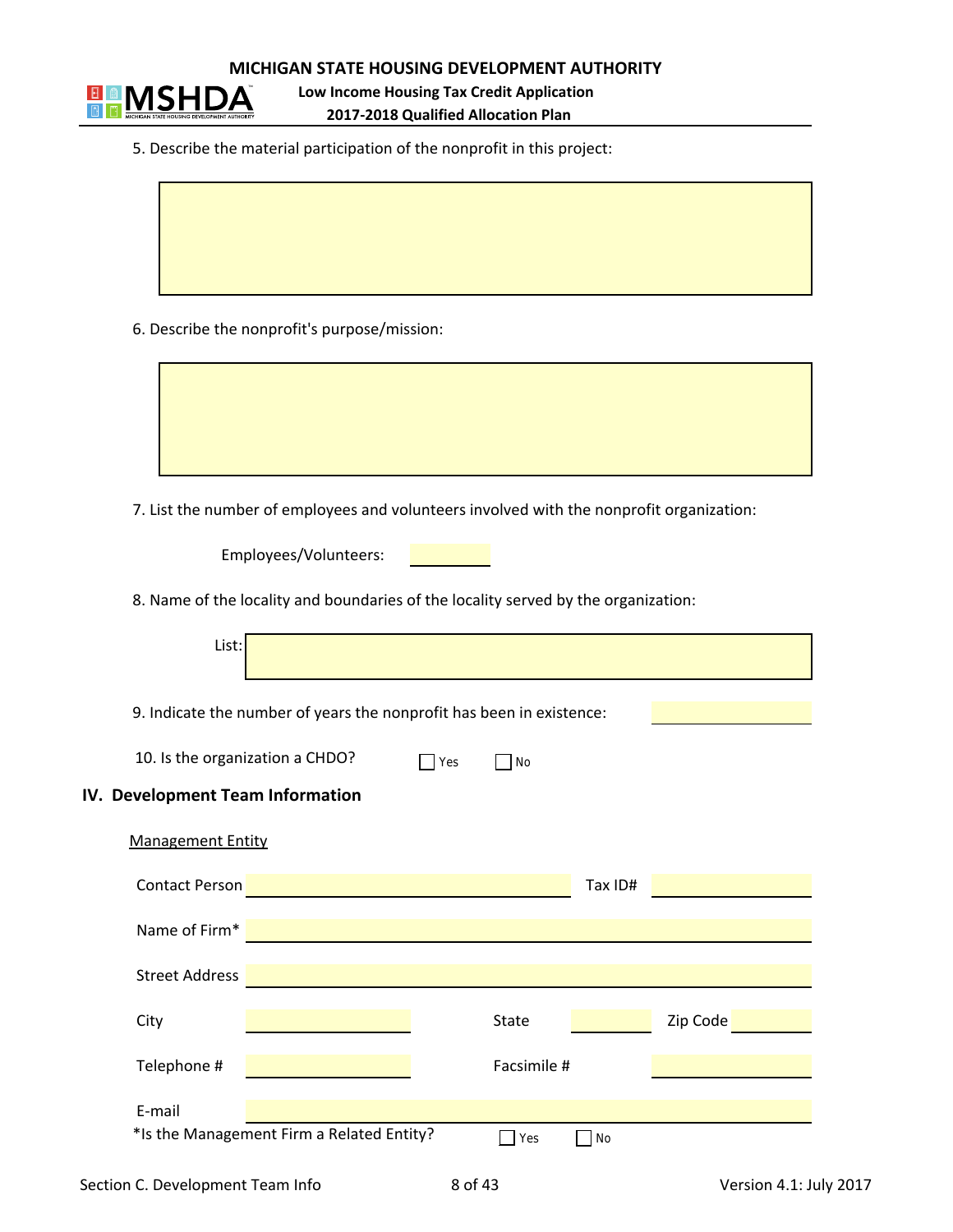5. Describe the material participation of the nonprofit in this project:

6. Describe the nonprofit's purpose/mission:

7. List the number of employees and volunteers involved with the nonprofit organization:

Employees/Volunteers:

8. Name of the locality and boundaries of the locality served by the organization:

List:

9. Indicate the number of years the nonprofit has been in existence:

10. Is the organization a CHDO? ☐ Yes ☐ No

## IV. Development Team Information

Management Entity

Contact Person ______ Tax ID# ______

Name of Firm* ______

Street Address ______

City ______ State ______ Zip Code ______

Telephone # ______ Facsimile # ______

E-mail ______

*Is the Management Firm a Related Entity? ☐ Yes ☐ No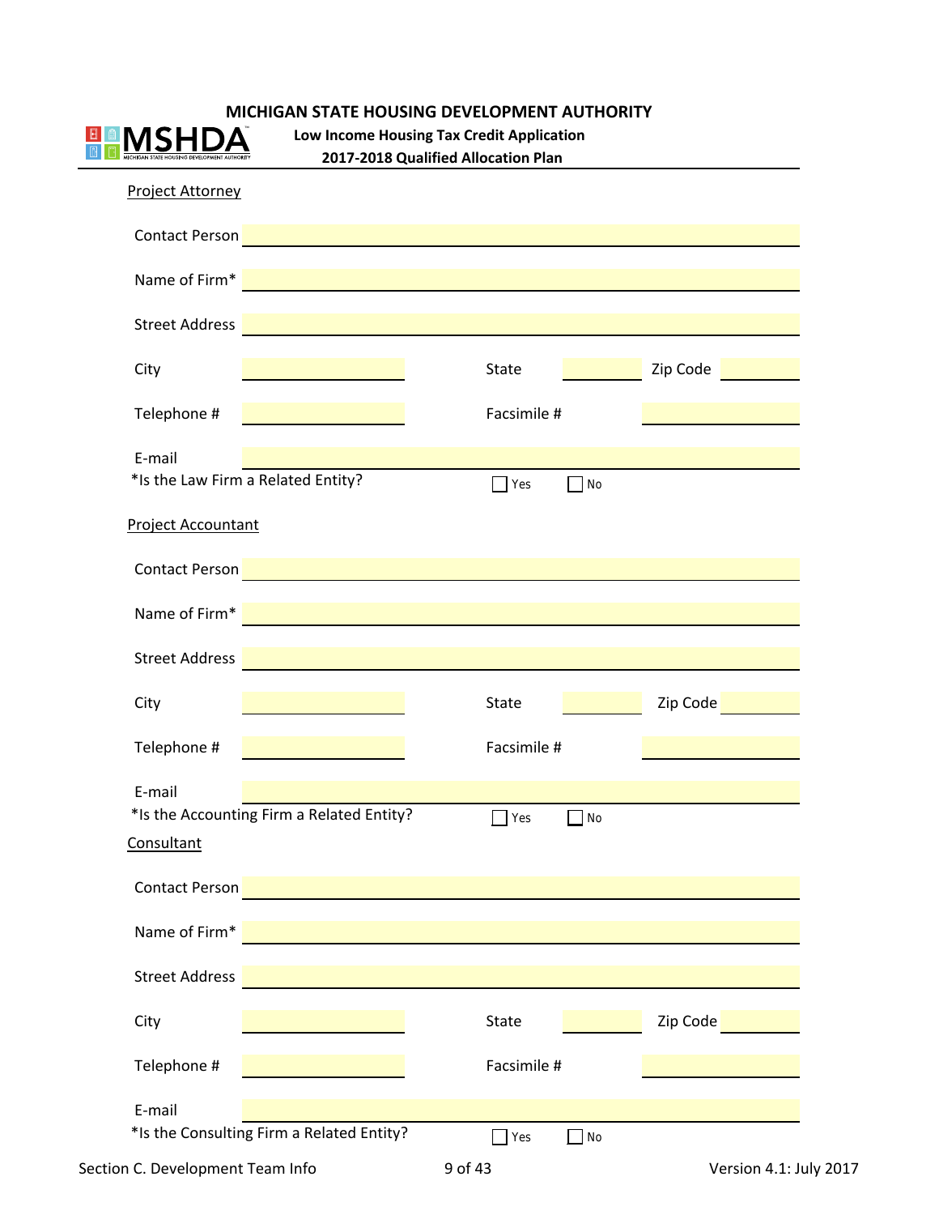## Project Attorney

Contact Person

Name of Firm*

Street Address

City State Zip Code

Telephone # Facsimile #

E-mail

*Is the Law Firm a Related Entity? ☐ Yes ☐ No

## Project Accountant

Contact Person

Name of Firm*

Street Address

City State Zip Code

Telephone # Facsimile #

E-mail

*Is the Accounting Firm a Related Entity? ☐ Yes ☐ No

## Consultant

Contact Person

Name of Firm*

Street Address

City State Zip Code

Telephone # Facsimile #

E-mail

*Is the Consulting Firm a Related Entity? ☐ Yes ☐ No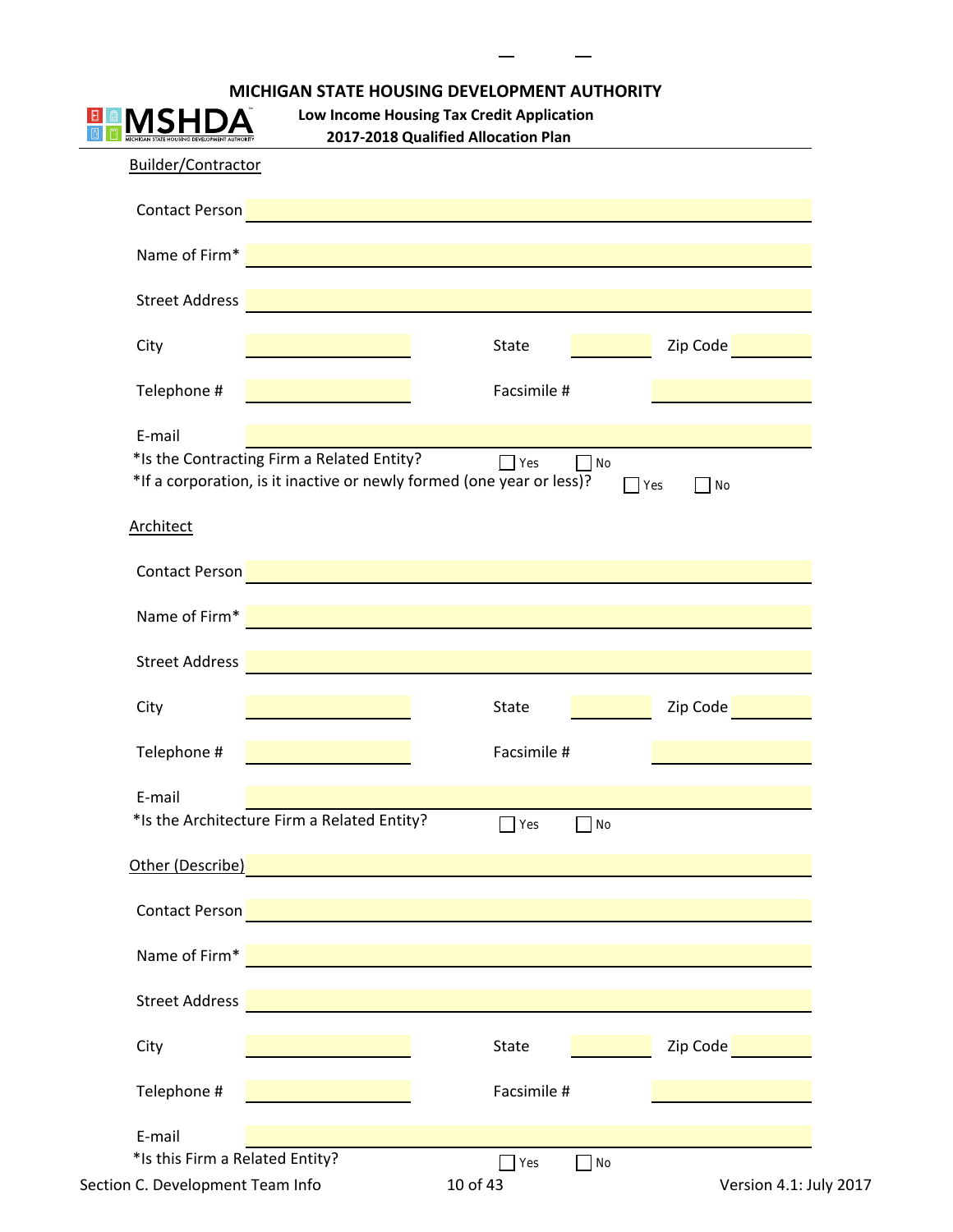MICHIGAN STATE HOUSING DEVELOPMENT AUTHORITY

Low Income Housing Tax Credit Application

2017-2018 Qualified Allocation Plan

Builder/Contractor

Contact Person ______

Name of Firm* ______

Street Address ______

City ______ State ______ Zip Code ______

Telephone # ______ Facsimile # ______

E-mail ______

*Is the Contracting Firm a Related Entity? ☐ Yes ☐ No

*If a corporation, is it inactive or newly formed (one year or less)? ☐ Yes ☐ No

Architect

Contact Person ______

Name of Firm* ______

Street Address ______

City ______ State ______ Zip Code ______

Telephone # ______ Facsimile # ______

E-mail ______

*Is the Architecture Firm a Related Entity? ☐ Yes ☐ No

Other (Describe) ______

Contact Person ______

Name of Firm* ______

Street Address ______

City ______ State ______ Zip Code ______

Telephone # ______ Facsimile # ______

E-mail ______

*Is this Firm a Related Entity? ☐ Yes ☐ No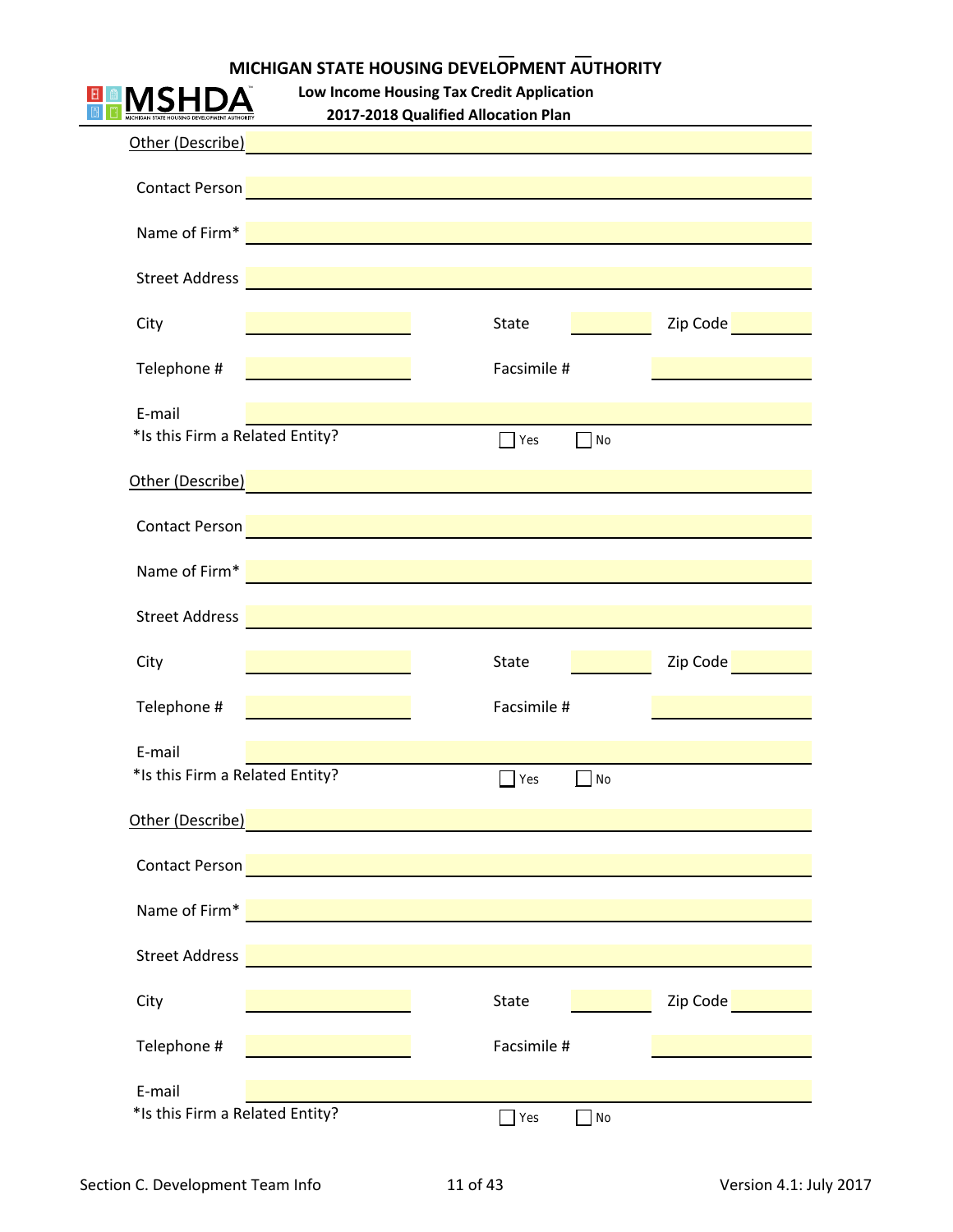Other (Describe) ____________________

Contact Person ____________________

Name of Firm* ____________________

Street Address ____________________

City ____________________ State __________ Zip Code __________

Telephone # ____________________ Facsimile # ____________________

E-mail ____________________

*Is this Firm a Related Entity? ☐ Yes ☐ No

Other (Describe) ____________________

Contact Person ____________________

Name of Firm* ____________________

Street Address ____________________

City ____________________ State __________ Zip Code __________

Telephone # ____________________ Facsimile # ____________________

E-mail ____________________

*Is this Firm a Related Entity? ☐ Yes ☐ No

Other (Describe) ____________________

Contact Person ____________________

Name of Firm* ____________________

Street Address ____________________

City ____________________ State __________ Zip Code __________

Telephone # ____________________ Facsimile # ____________________

E-mail ____________________

*Is this Firm a Related Entity? ☐ Yes ☐ No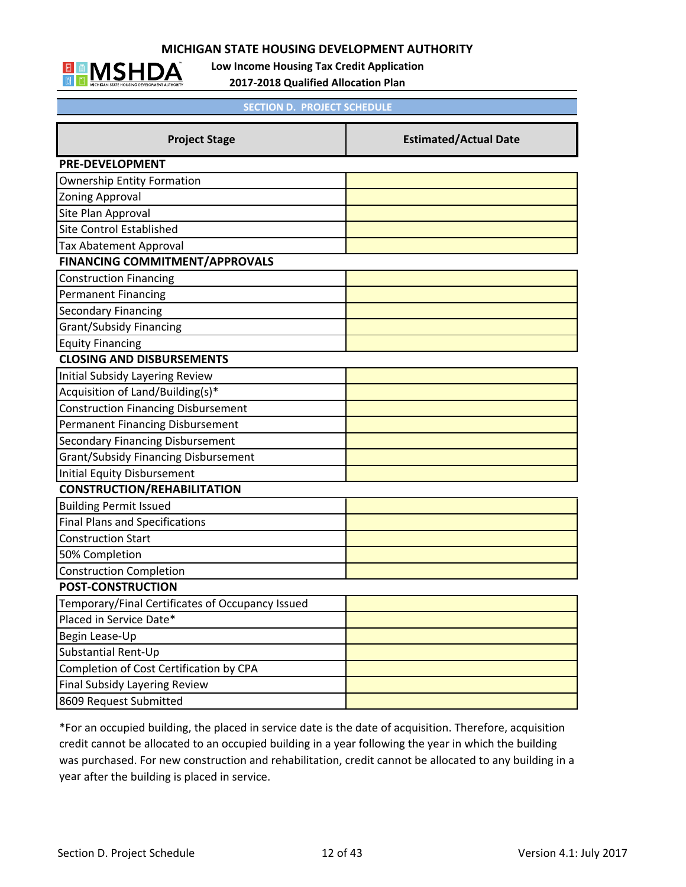# MICHIGAN STATE HOUSING DEVELOPMENT AUTHORITY

**Low Income Housing Tax Credit Application**

**2017-2018 Qualified Allocation Plan**

## SECTION D. PROJECT SCHEDULE

| Project Stage | Estimated/Actual Date |
|---|---|
| **PRE-DEVELOPMENT** | |
| Ownership Entity Formation | |
| Zoning Approval | |
| Site Plan Approval | |
| Site Control Established | |
| Tax Abatement Approval | |
| **FINANCING COMMITMENT/APPROVALS** | |
| Construction Financing | |
| Permanent Financing | |
| Secondary Financing | |
| Grant/Subsidy Financing | |
| Equity Financing | |
| **CLOSING AND DISBURSEMENTS** | |
| Initial Subsidy Layering Review | |
| Acquisition of Land/Building(s)* | |
| Construction Financing Disbursement | |
| Permanent Financing Disbursement | |
| Secondary Financing Disbursement | |
| Grant/Subsidy Financing Disbursement | |
| Initial Equity Disbursement | |
| **CONSTRUCTION/REHABILITATION** | |
| Building Permit Issued | |
| Final Plans and Specifications | |
| Construction Start | |
| 50% Completion | |
| Construction Completion | |
| **POST-CONSTRUCTION** | |
| Temporary/Final Certificates of Occupancy Issued | |
| Placed in Service Date* | |
| Begin Lease-Up | |
| Substantial Rent-Up | |
| Completion of Cost Certification by CPA | |
| Final Subsidy Layering Review | |
| 8609 Request Submitted | |

*For an occupied building, the placed in service date is the date of acquisition. Therefore, acquisition credit cannot be allocated to an occupied building in a year following the year in which the building was purchased. For new construction and rehabilitation, credit cannot be allocated to any building in a year after the building is placed in service.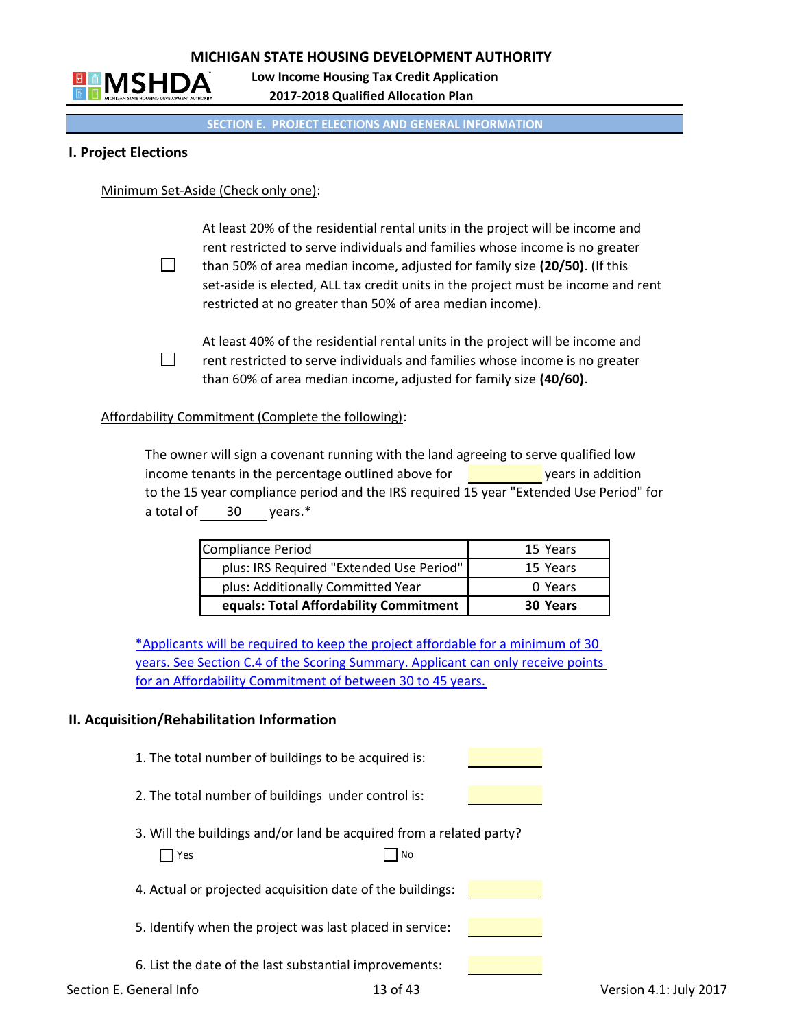MICHIGAN STATE HOUSING DEVELOPMENT AUTHORITY

Low Income Housing Tax Credit Application

2017-2018 Qualified Allocation Plan

## SECTION E. PROJECT ELECTIONS AND GENERAL INFORMATION

### I. Project Elections

Minimum Set-Aside (Check only one):

☐ At least 20% of the residential rental units in the project will be income and rent restricted to serve individuals and families whose income is no greater than 50% of area median income, adjusted for family size **(20/50)**. (If this set-aside is elected, ALL tax credit units in the project must be income and rent restricted at no greater than 50% of area median income).

☐ At least 40% of the residential rental units in the project will be income and rent restricted to serve individuals and families whose income is no greater than 60% of area median income, adjusted for family size **(40/60)**.

Affordability Commitment (Complete the following):

The owner will sign a covenant running with the land agreeing to serve qualified low income tenants in the percentage outlined above for ________ years in addition to the 15 year compliance period and the IRS required 15 year "Extended Use Period" for a total of 30 years.*

| Compliance Period | 15 Years |
|---|---|
| plus: IRS Required "Extended Use Period" | 15 Years |
| plus: Additionally Committed Year | 0 Years |
| **equals: Total Affordability Commitment** | **30 Years** |

*Applicants will be required to keep the project affordable for a minimum of 30 years. See Section C.4 of the Scoring Summary. Applicant can only receive points for an Affordability Commitment of between 30 to 45 years.

### II. Acquisition/Rehabilitation Information

1. The total number of buildings to be acquired is: ________

2. The total number of buildings under control is: ________

3. Will the buildings and/or land be acquired from a related party?

   ☐ Yes ☐ No

4. Actual or projected acquisition date of the buildings: ________

5. Identify when the project was last placed in service: ________

6. List the date of the last substantial improvements: ________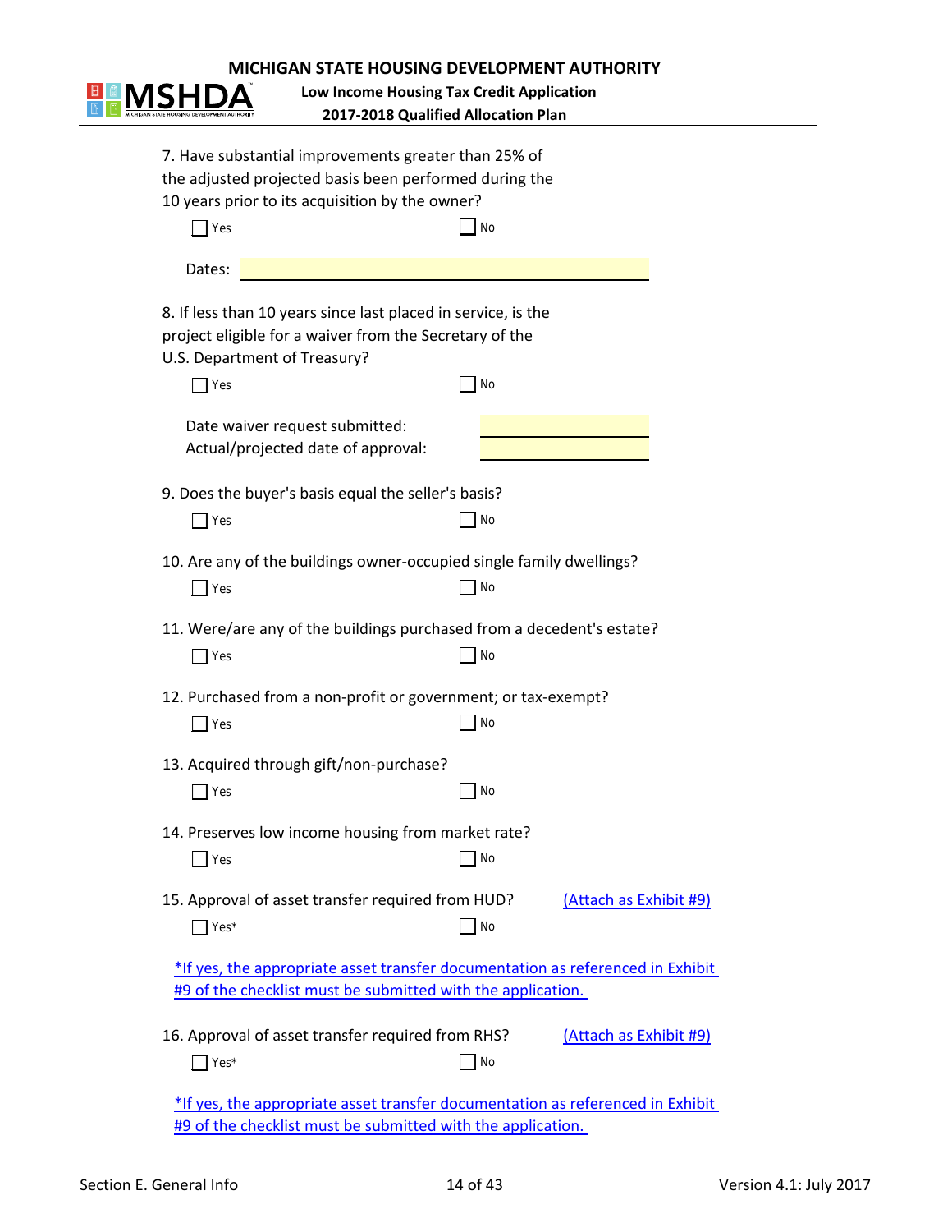7. Have substantial improvements greater than 25% of the adjusted projected basis been performed during the 10 years prior to its acquisition by the owner?

☐ Yes ☐ No

Dates: ____________________

8. If less than 10 years since last placed in service, is the project eligible for a waiver from the Secretary of the U.S. Department of Treasury?

☐ Yes ☐ No

Date waiver request submitted: ____________________
Actual/projected date of approval: ____________________

9. Does the buyer's basis equal the seller's basis?

☐ Yes ☐ No

10. Are any of the buildings owner-occupied single family dwellings?

☐ Yes ☐ No

11. Were/are any of the buildings purchased from a decedent's estate?

☐ Yes ☐ No

12. Purchased from a non-profit or government; or tax-exempt?

☐ Yes ☐ No

13. Acquired through gift/non-purchase?

☐ Yes ☐ No

14. Preserves low income housing from market rate?

☐ Yes ☐ No

15. Approval of asset transfer required from HUD? (Attach as Exhibit #9)

☐ Yes* ☐ No

*If yes, the appropriate asset transfer documentation as referenced in Exhibit #9 of the checklist must be submitted with the application.

16. Approval of asset transfer required from RHS? (Attach as Exhibit #9)

☐ Yes* ☐ No

*If yes, the appropriate asset transfer documentation as referenced in Exhibit #9 of the checklist must be submitted with the application.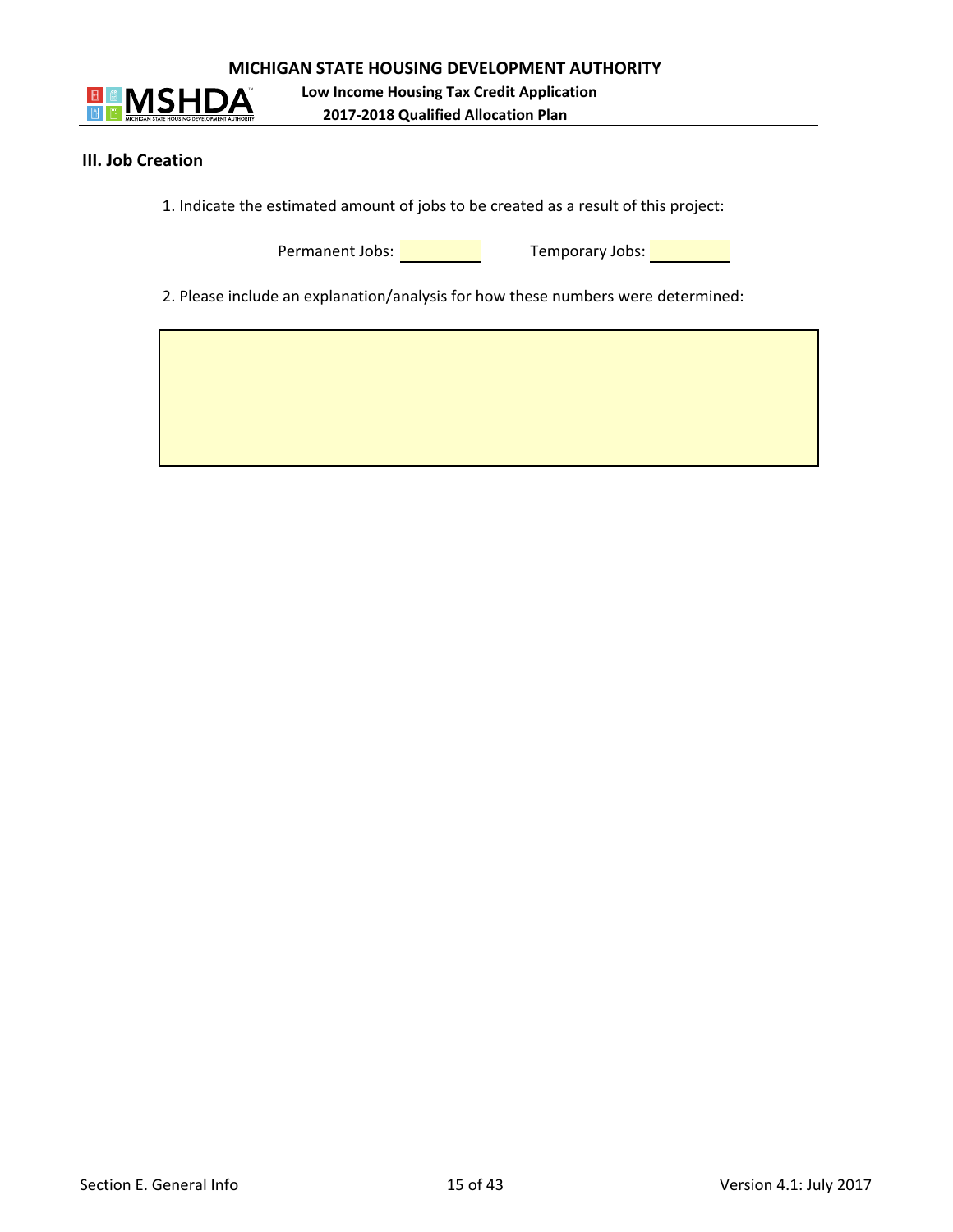### III. Job Creation

1. Indicate the estimated amount of jobs to be created as a result of this project:

Permanent Jobs: ________ Temporary Jobs: ________

2. Please include an explanation/analysis for how these numbers were determined: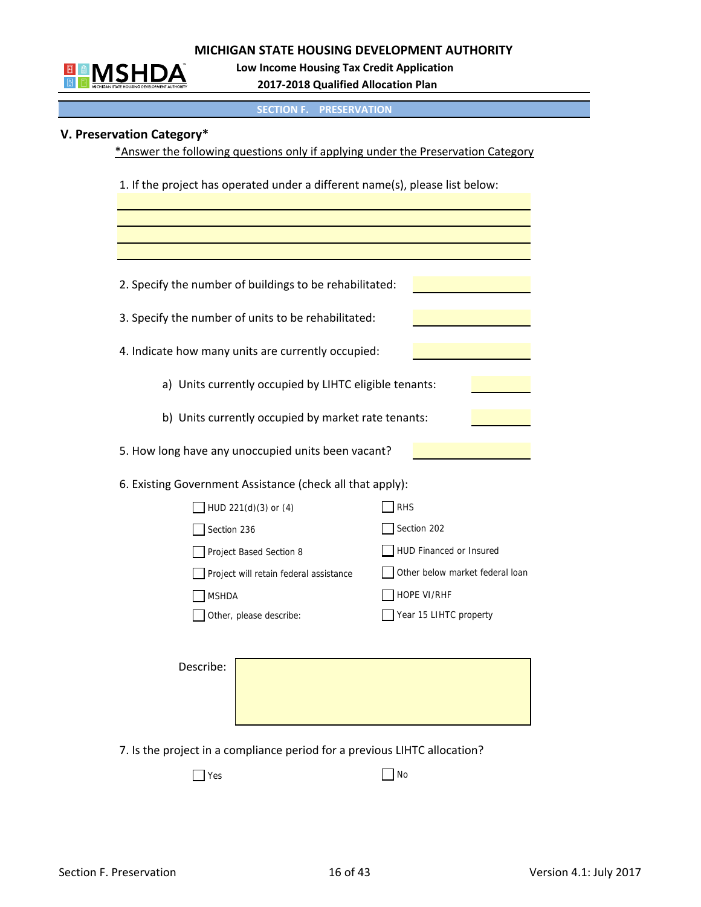MICHIGAN STATE HOUSING DEVELOPMENT AUTHORITY

Low Income Housing Tax Credit Application

2017-2018 Qualified Allocation Plan

**SECTION F. PRESERVATION**

## V. Preservation Category*

*Answer the following questions only if applying under the Preservation Category

1. If the project has operated under a different name(s), please list below:

______________________________

______________________________

______________________________

______________________________

2. Specify the number of buildings to be rehabilitated: ______

3. Specify the number of units to be rehabilitated: ______

4. Indicate how many units are currently occupied: ______

   a) Units currently occupied by LIHTC eligible tenants: ______

   b) Units currently occupied by market rate tenants: ______

5. How long have any unoccupied units been vacant? ______

6. Existing Government Assistance (check all that apply):

| | |
|---|---|
| ☐ HUD 221(d)(3) or (4) | ☐ RHS |
| ☐ Section 236 | ☐ Section 202 |
| ☐ Project Based Section 8 | ☐ HUD Financed or Insured |
| ☐ Project will retain federal assistance | ☐ Other below market federal loan |
| ☐ MSHDA | ☐ HOPE VI/RHF |
| ☐ Other, please describe: | ☐ Year 15 LIHTC property |

Describe: ______________________________

7. Is the project in a compliance period for a previous LIHTC allocation?

☐ Yes ☐ No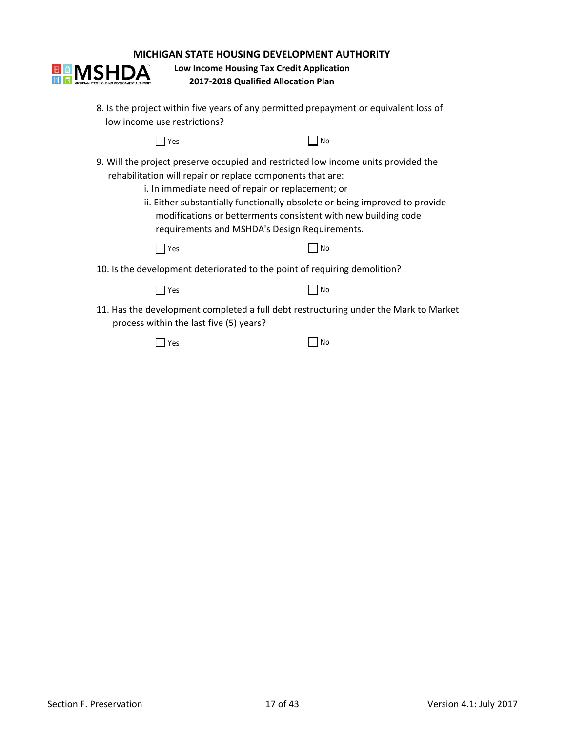8. Is the project within five years of any permitted prepayment or equivalent loss of low income use restrictions?

☐ Yes ☐ No

9. Will the project preserve occupied and restricted low income units provided the rehabilitation will repair or replace components that are:
   - i. In immediate need of repair or replacement; or
   - ii. Either substantially functionally obsolete or being improved to provide modifications or betterments consistent with new building code requirements and MSHDA's Design Requirements.

☐ Yes ☐ No

10. Is the development deteriorated to the point of requiring demolition?

☐ Yes ☐ No

11. Has the development completed a full debt restructuring under the Mark to Market process within the last five (5) years?

☐ Yes ☐ No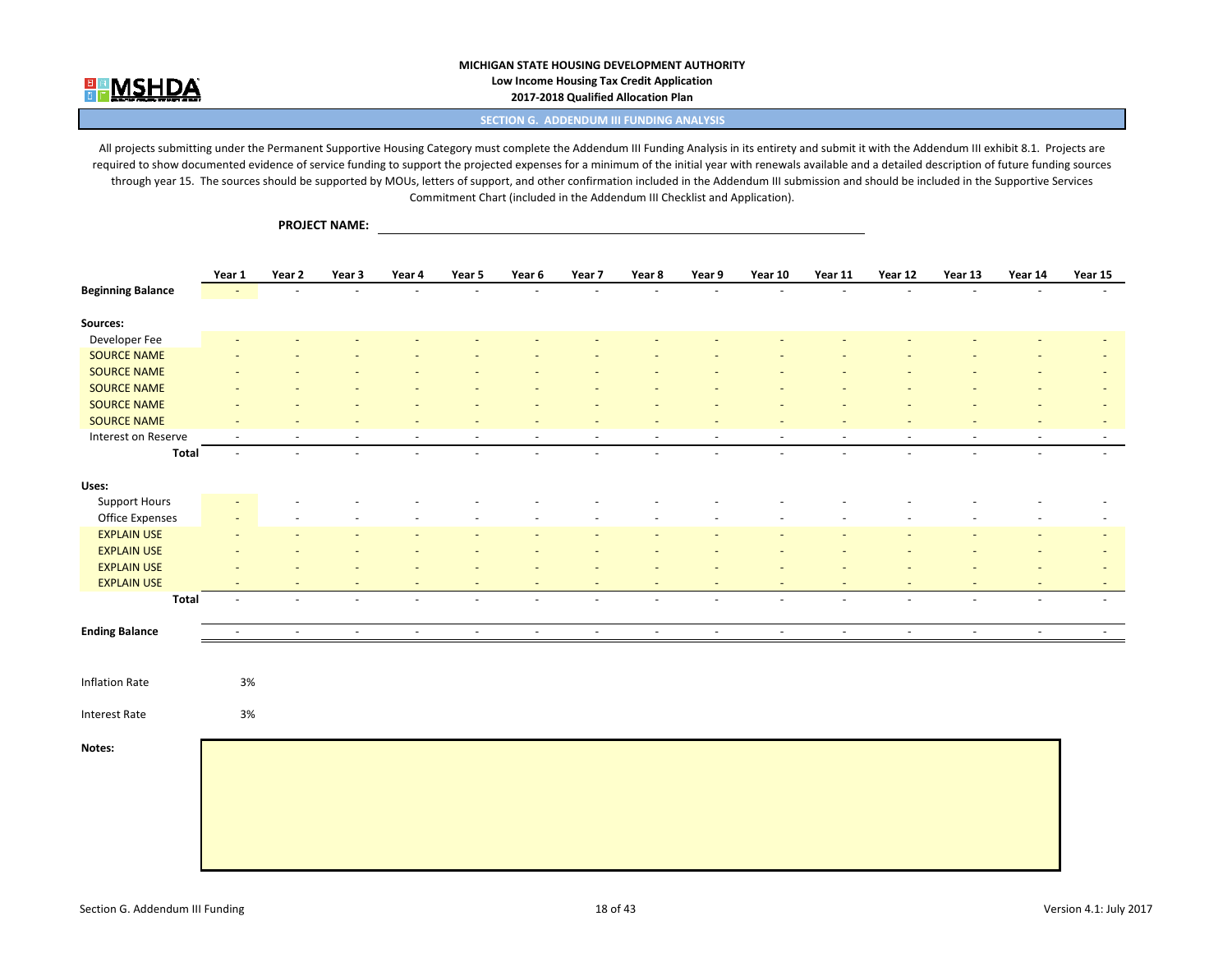**MICHIGAN STATE HOUSING DEVELOPMENT AUTHORITY**

**Low Income Housing Tax Credit Application**

**2017-2018 Qualified Allocation Plan**

## SECTION G. ADDENDUM III FUNDING ANALYSIS

All projects submitting under the Permanent Supportive Housing Category must complete the Addendum III Funding Analysis in its entirety and submit it with the Addendum III exhibit 8.1. Projects are required to show documented evidence of service funding to support the projected expenses for a minimum of the initial year with renewals available and a detailed description of future funding sources through year 15. The sources should be supported by MOUs, letters of support, and other confirmation included in the Addendum III submission and should be included in the Supportive Services Commitment Chart (included in the Addendum III Checklist and Application).

**PROJECT NAME:** ______________________________

| | Year 1 | Year 2 | Year 3 | Year 4 | Year 5 | Year 6 | Year 7 | Year 8 | Year 9 | Year 10 | Year 11 | Year 12 | Year 13 | Year 14 | Year 15 |
|---|---|---|---|---|---|---|---|---|---|---|---|---|---|---|---|
| **Beginning Balance** | - | - | - | - | - | - | - | - | - | - | - | - | - | - | - |
| **Sources:** | | | | | | | | | | | | | | | |
| Developer Fee | - | - | - | - | - | - | - | - | - | - | - | - | - | - | - |
| SOURCE NAME | - | - | - | - | - | - | - | - | - | - | - | - | - | - | - |
| SOURCE NAME | - | - | - | - | - | - | - | - | - | - | - | - | - | - | - |
| SOURCE NAME | - | - | - | - | - | - | - | - | - | - | - | - | - | - | - |
| SOURCE NAME | - | - | - | - | - | - | - | - | - | - | - | - | - | - | - |
| SOURCE NAME | - | - | - | - | - | - | - | - | - | - | - | - | - | - | - |
| Interest on Reserve | - | - | - | - | - | - | - | - | - | - | - | - | - | - | - |
| **Total** | - | - | - | - | - | - | - | - | - | - | - | - | - | - | - |
| **Uses:** | | | | | | | | | | | | | | | |
| Support Hours | - | - | - | - | - | - | - | - | - | - | - | - | - | - | - |
| Office Expenses | - | - | - | - | - | - | - | - | - | - | - | - | - | - | - |
| EXPLAIN USE | - | - | - | - | - | - | - | - | - | - | - | - | - | - | - |
| EXPLAIN USE | - | - | - | - | - | - | - | - | - | - | - | - | - | - | - |
| EXPLAIN USE | - | - | - | - | - | - | - | - | - | - | - | - | - | - | - |
| EXPLAIN USE | - | - | - | - | - | - | - | - | - | - | - | - | - | - | - |
| **Total** | - | - | - | - | - | - | - | - | - | - | - | - | - | - | - |
| **Ending Balance** | - | - | - | - | - | - | - | - | - | - | - | - | - | - | - |

Inflation Rate 3%

Interest Rate 3%

**Notes:**

Section G. Addendum III Funding

Version 4.1: July 2017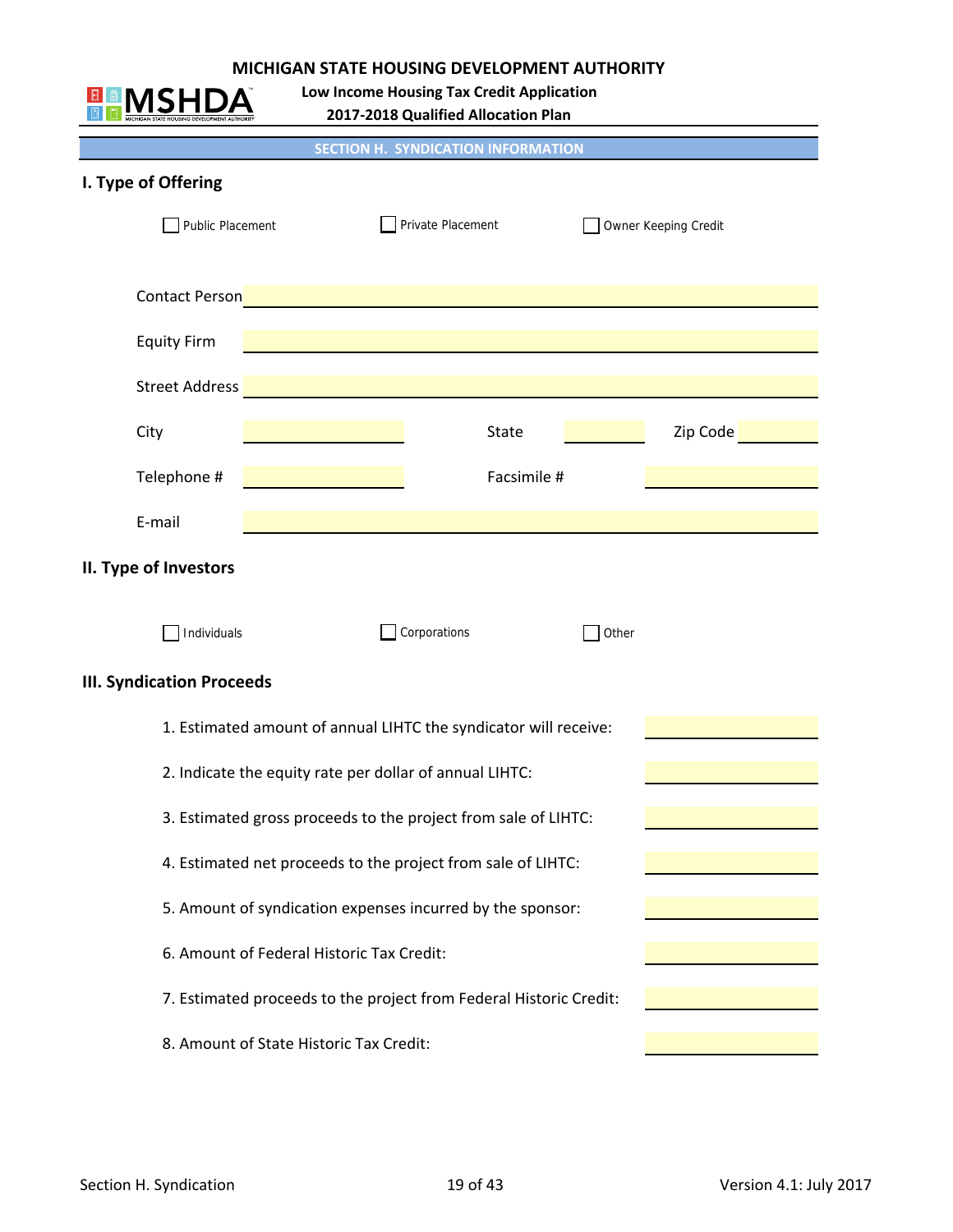MICHIGAN STATE HOUSING DEVELOPMENT AUTHORITY

MSHDA

Low Income Housing Tax Credit Application

2017-2018 Qualified Allocation Plan

## SECTION H. SYNDICATION INFORMATION

### I. Type of Offering

☐ Public Placement ☐ Private Placement ☐ Owner Keeping Credit

Contact Person ____________________

Equity Firm ____________________

Street Address ____________________

City ____________ State ________ Zip Code ________

Telephone # ____________ Facsimile # ____________

E-mail ____________________

### II. Type of Investors

☐ Individuals ☐ Corporations ☐ Other

### III. Syndication Proceeds

1. Estimated amount of annual LIHTC the syndicator will receive: ________
2. Indicate the equity rate per dollar of annual LIHTC: ________
3. Estimated gross proceeds to the project from sale of LIHTC: ________
4. Estimated net proceeds to the project from sale of LIHTC: ________
5. Amount of syndication expenses incurred by the sponsor: ________
6. Amount of Federal Historic Tax Credit: ________
7. Estimated proceeds to the project from Federal Historic Credit: ________
8. Amount of State Historic Tax Credit: ________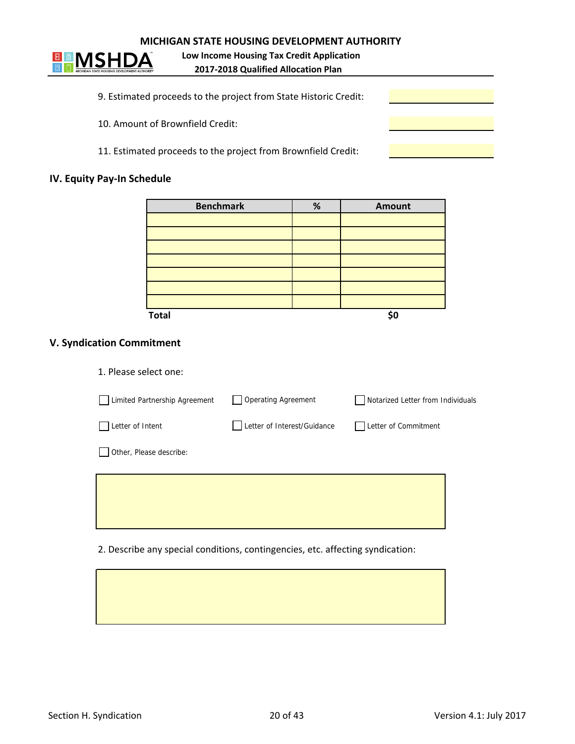9. Estimated proceeds to the project from State Historic Credit: ______

10. Amount of Brownfield Credit: ______

11. Estimated proceeds to the project from Brownfield Credit: ______

## IV. Equity Pay-In Schedule

| Benchmark | % | Amount |
|---|---|---|
| | | |
| | | |
| | | |
| | | |
| | | |
| | | |
| | | |
| **Total** | | **$0** |

## V. Syndication Commitment

1. Please select one:

- ☐ Limited Partnership Agreement
- ☐ Operating Agreement
- ☐ Notarized Letter from Individuals
- ☐ Letter of Intent
- ☐ Letter of Interest/Guidance
- ☐ Letter of Commitment
- ☐ Other, Please describe:

2. Describe any special conditions, contingencies, etc. affecting syndication: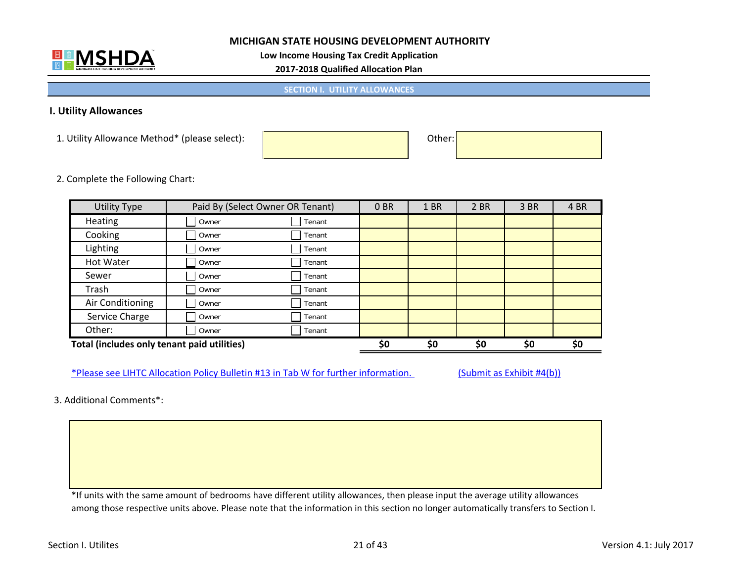**MICHIGAN STATE HOUSING DEVELOPMENT AUTHORITY**

**Low Income Housing Tax Credit Application**

**2017-2018 Qualified Allocation Plan**

**SECTION I. UTILITY ALLOWANCES**

## I. Utility Allowances

1. Utility Allowance Method* (please select): Other:

2. Complete the Following Chart:

| Utility Type | Paid By (Select Owner OR Tenant) | | 0 BR | 1 BR | 2 BR | 3 BR | 4 BR |
|---|---|---|---|---|---|---|---|
| Heating | ☐ Owner | ☐ Tenant | | | | | |
| Cooking | ☐ Owner | ☐ Tenant | | | | | |
| Lighting | ☐ Owner | ☐ Tenant | | | | | |
| Hot Water | ☐ Owner | ☐ Tenant | | | | | |
| Sewer | ☐ Owner | ☐ Tenant | | | | | |
| Trash | ☐ Owner | ☐ Tenant | | | | | |
| Air Conditioning | ☐ Owner | ☐ Tenant | | | | | |
| Service Charge | ☐ Owner | ☐ Tenant | | | | | |
| Other: | ☐ Owner | ☐ Tenant | | | | | |
| **Total (includes only tenant paid utilities)** | | | **$0** | **$0** | **$0** | **$0** | **$0** |

*Please see LIHTC Allocation Policy Bulletin #13 in Tab W for further information. (Submit as Exhibit #4(b))

3. Additional Comments*:

*If units with the same amount of bedrooms have different utility allowances, then please input the average utility allowances among those respective units above. Please note that the information in this section no longer automatically transfers to Section I.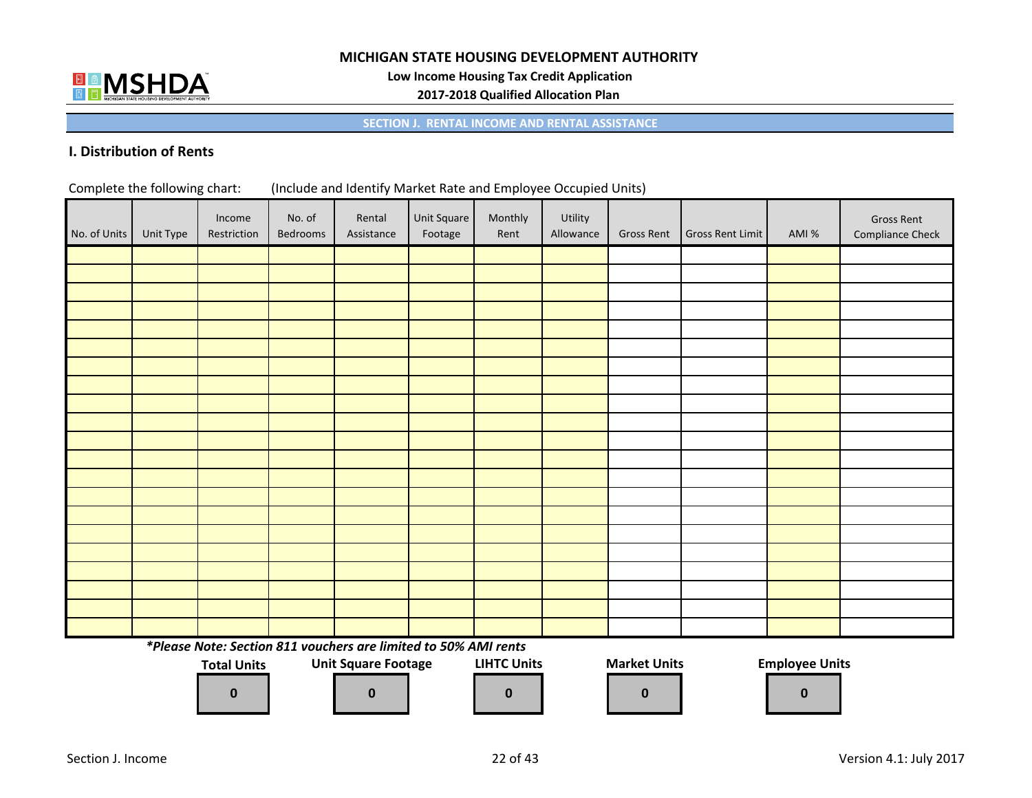MICHIGAN STATE HOUSING DEVELOPMENT AUTHORITY

Low Income Housing Tax Credit Application

2017-2018 Qualified Allocation Plan

## SECTION J. RENTAL INCOME AND RENTAL ASSISTANCE

### I. Distribution of Rents

Complete the following chart: (Include and Identify Market Rate and Employee Occupied Units)

| No. of Units | Unit Type | Income Restriction | No. of Bedrooms | Rental Assistance | Unit Square Footage | Monthly Rent | Utility Allowance | Gross Rent | Gross Rent Limit | AMI % | Gross Rent Compliance Check |
|---|---|---|---|---|---|---|---|---|---|---|---|
| | | | | | | | | | | | |
| | | | | | | | | | | | |
| | | | | | | | | | | | |
| | | | | | | | | | | | |
| | | | | | | | | | | | |
| | | | | | | | | | | | |
| | | | | | | | | | | | |
| | | | | | | | | | | | |
| | | | | | | | | | | | |
| | | | | | | | | | | | |
| | | | | | | | | | | | |
| | | | | | | | | | | | |
| | | | | | | | | | | | |
| | | | | | | | | | | | |
| | | | | | | | | | | | |
| | | | | | | | | | | | |
| | | | | | | | | | | | |
| | | | | | | | | | | | |
| | | | | | | | | | | | |
| | | | | | | | | | | | |
| | | | | | | | | | | | |

***Please Note: Section 811 vouchers are limited to 50% AMI rents***

| Total Units | Unit Square Footage | LIHTC Units | Market Units | Employee Units |
|---|---|---|---|---|
| 0 | 0 | 0 | 0 | 0 |

Section J. Income

Version 4.1: July 2017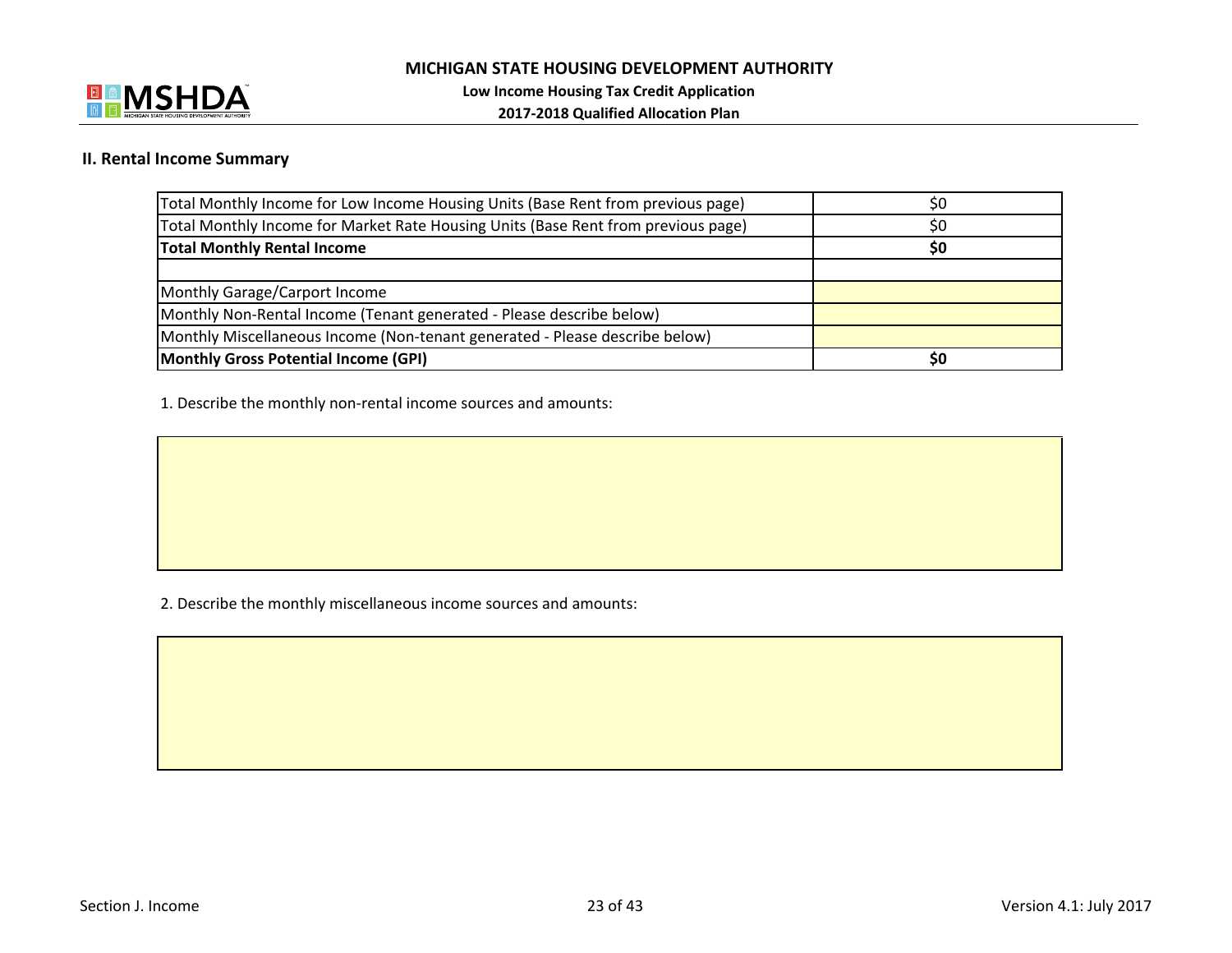## II. Rental Income Summary

| | |
|---|---|
| Total Monthly Income for Low Income Housing Units (Base Rent from previous page) | $0 |
| Total Monthly Income for Market Rate Housing Units (Base Rent from previous page) | $0 |
| **Total Monthly Rental Income** | **$0** |
| | |
| Monthly Garage/Carport Income | |
| Monthly Non-Rental Income (Tenant generated - Please describe below) | |
| Monthly Miscellaneous Income (Non-tenant generated - Please describe below) | |
| **Monthly Gross Potential Income (GPI)** | **$0** |

1. Describe the monthly non-rental income sources and amounts:

2. Describe the monthly miscellaneous income sources and amounts: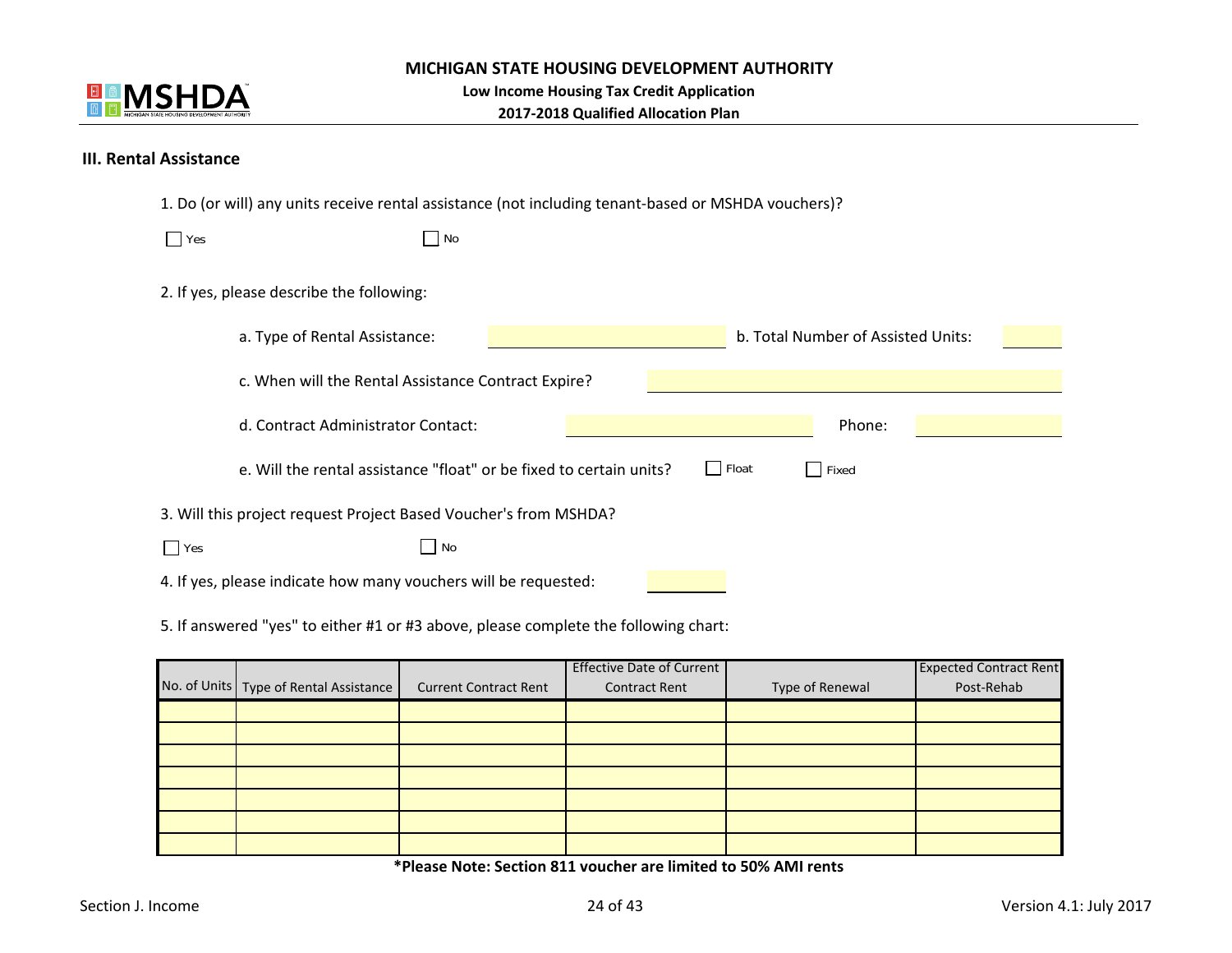# MICHIGAN STATE HOUSING DEVELOPMENT AUTHORITY

**Low Income Housing Tax Credit Application**

**2017-2018 Qualified Allocation Plan**

## III. Rental Assistance

1. Do (or will) any units receive rental assistance (not including tenant-based or MSHDA vouchers)?

☐ Yes ☐ No

2. If yes, please describe the following:

a. Type of Rental Assistance: ________ b. Total Number of Assisted Units: ________

c. When will the Rental Assistance Contract Expire? ________

d. Contract Administrator Contact: ________ Phone: ________

e. Will the rental assistance "float" or be fixed to certain units? ☐ Float ☐ Fixed

3. Will this project request Project Based Voucher's from MSHDA?

☐ Yes ☐ No

4. If yes, please indicate how many vouchers will be requested: ________

5. If answered "yes" to either #1 or #3 above, please complete the following chart:

| No. of Units | Type of Rental Assistance | Current Contract Rent | Effective Date of Current Contract Rent | Type of Renewal | Expected Contract Rent Post-Rehab |
|---|---|---|---|---|---|
| | | | | | |
| | | | | | |
| | | | | | |
| | | | | | |
| | | | | | |
| | | | | | |
| | | | | | |

**\*Please Note: Section 811 voucher are limited to 50% AMI rents**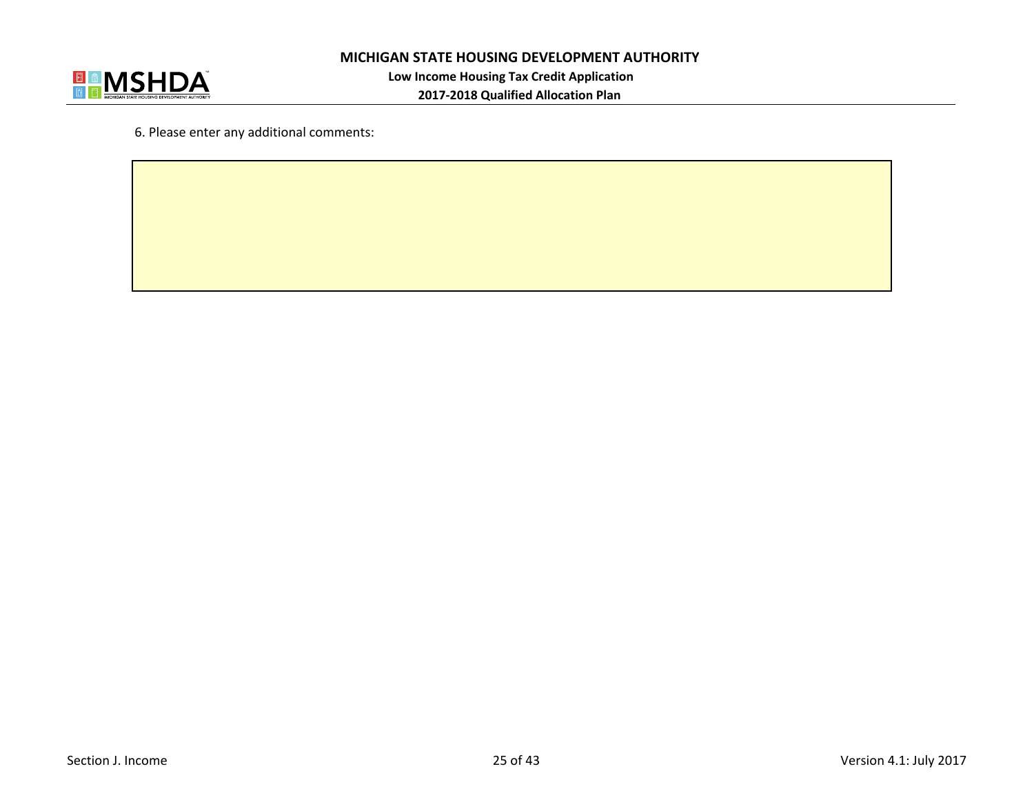6. Please enter any additional comments: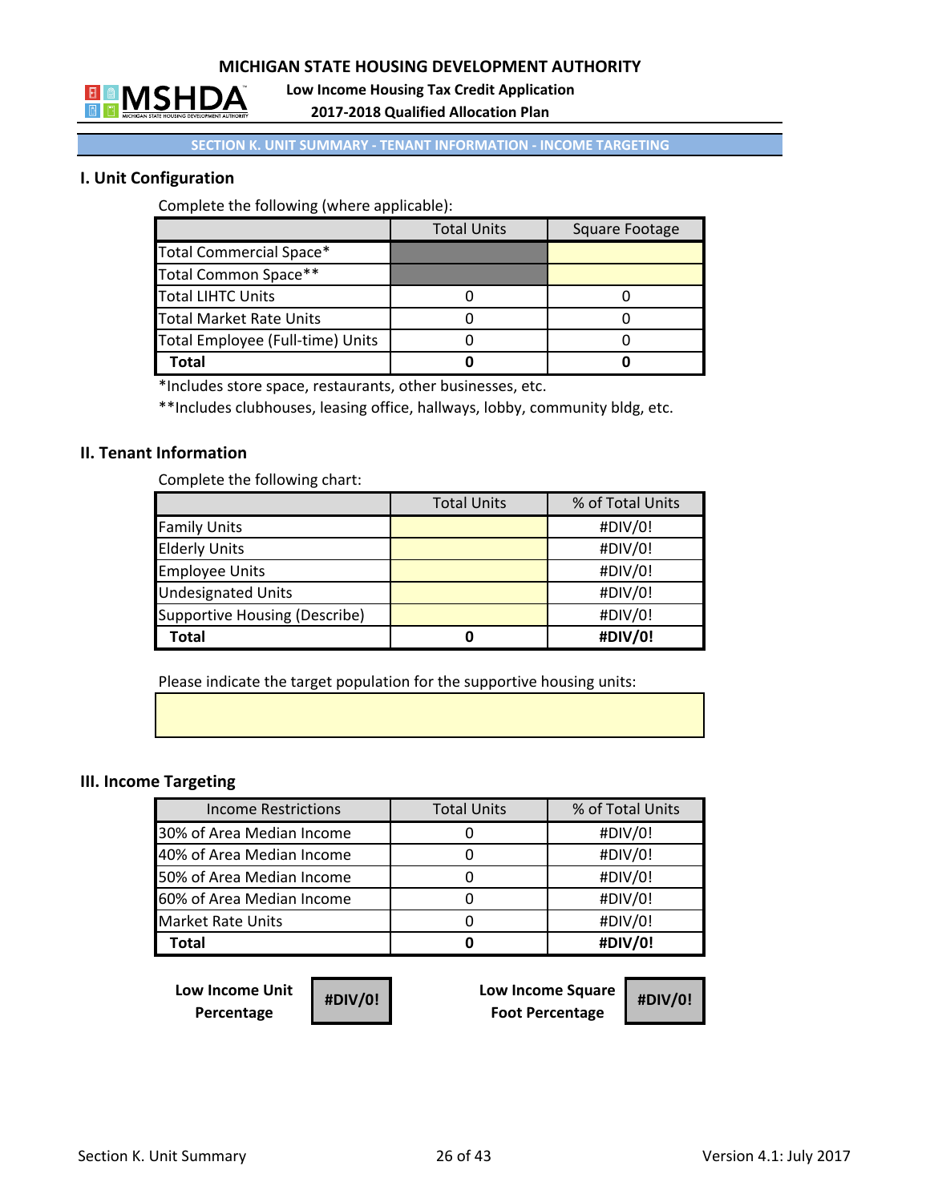MICHIGAN STATE HOUSING DEVELOPMENT AUTHORITY

Low Income Housing Tax Credit Application

2017-2018 Qualified Allocation Plan

SECTION K. UNIT SUMMARY - TENANT INFORMATION - INCOME TARGETING

## I. Unit Configuration

Complete the following (where applicable):

| | Total Units | Square Footage |
|---|---|---|
| Total Commercial Space* | | |
| Total Common Space** | | |
| Total LIHTC Units | 0 | 0 |
| Total Market Rate Units | 0 | 0 |
| Total Employee (Full-time) Units | 0 | 0 |
| **Total** | **0** | **0** |

*Includes store space, restaurants, other businesses, etc.

**Includes clubhouses, leasing office, hallways, lobby, community bldg, etc.

## II. Tenant Information

Complete the following chart:

| | Total Units | % of Total Units |
|---|---|---|
| Family Units | | #DIV/0! |
| Elderly Units | | #DIV/0! |
| Employee Units | | #DIV/0! |
| Undesignated Units | | #DIV/0! |
| Supportive Housing (Describe) | | #DIV/0! |
| **Total** | **0** | **#DIV/0!** |

Please indicate the target population for the supportive housing units:

## III. Income Targeting

| Income Restrictions | Total Units | % of Total Units |
|---|---|---|
| 30% of Area Median Income | 0 | #DIV/0! |
| 40% of Area Median Income | 0 | #DIV/0! |
| 50% of Area Median Income | 0 | #DIV/0! |
| 60% of Area Median Income | 0 | #DIV/0! |
| Market Rate Units | 0 | #DIV/0! |
| **Total** | **0** | **#DIV/0!** |

| **Low Income Unit Percentage** | **#DIV/0!** | **Low Income Square Foot Percentage** | **#DIV/0!** |
|---|---|---|---|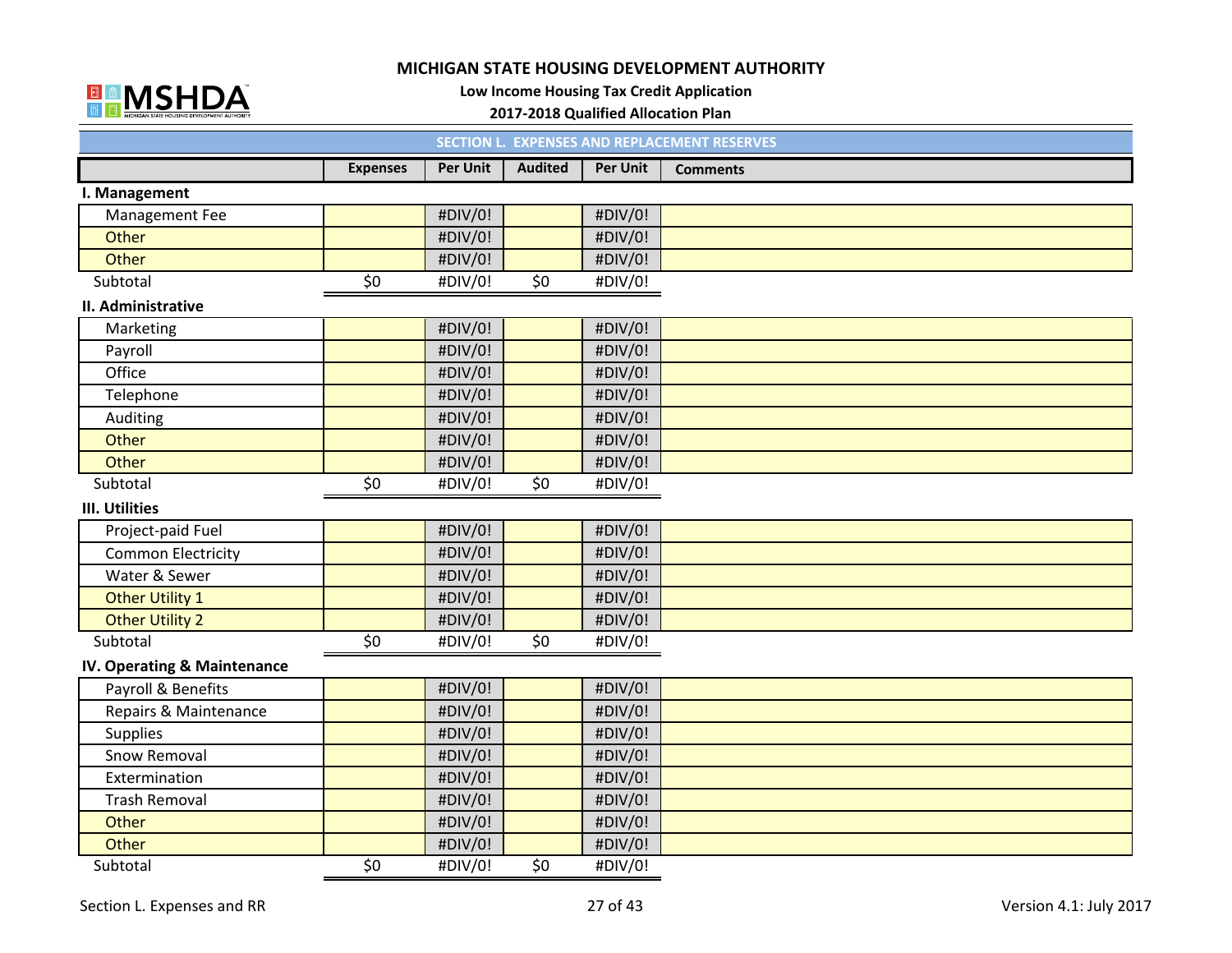# MICHIGAN STATE HOUSING DEVELOPMENT AUTHORITY

**Low Income Housing Tax Credit Application**

**2017-2018 Qualified Allocation Plan**

## SECTION L. EXPENSES AND REPLACEMENT RESERVES

| | Expenses | Per Unit | Audited | Per Unit | Comments |
|---|---|---|---|---|---|
| **I. Management** | | | | | |
| Management Fee | | #DIV/0! | | #DIV/0! | |
| Other | | #DIV/0! | | #DIV/0! | |
| Other | | #DIV/0! | | #DIV/0! | |
| Subtotal | $0 | #DIV/0! | $0 | #DIV/0! | |
| **II. Administrative** | | | | | |
| Marketing | | #DIV/0! | | #DIV/0! | |
| Payroll | | #DIV/0! | | #DIV/0! | |
| Office | | #DIV/0! | | #DIV/0! | |
| Telephone | | #DIV/0! | | #DIV/0! | |
| Auditing | | #DIV/0! | | #DIV/0! | |
| Other | | #DIV/0! | | #DIV/0! | |
| Other | | #DIV/0! | | #DIV/0! | |
| Subtotal | $0 | #DIV/0! | $0 | #DIV/0! | |
| **III. Utilities** | | | | | |
| Project-paid Fuel | | #DIV/0! | | #DIV/0! | |
| Common Electricity | | #DIV/0! | | #DIV/0! | |
| Water & Sewer | | #DIV/0! | | #DIV/0! | |
| Other Utility 1 | | #DIV/0! | | #DIV/0! | |
| Other Utility 2 | | #DIV/0! | | #DIV/0! | |
| Subtotal | $0 | #DIV/0! | $0 | #DIV/0! | |
| **IV. Operating & Maintenance** | | | | | |
| Payroll & Benefits | | #DIV/0! | | #DIV/0! | |
| Repairs & Maintenance | | #DIV/0! | | #DIV/0! | |
| Supplies | | #DIV/0! | | #DIV/0! | |
| Snow Removal | | #DIV/0! | | #DIV/0! | |
| Extermination | | #DIV/0! | | #DIV/0! | |
| Trash Removal | | #DIV/0! | | #DIV/0! | |
| Other | | #DIV/0! | | #DIV/0! | |
| Other | | #DIV/0! | | #DIV/0! | |
| Subtotal | $0 | #DIV/0! | $0 | #DIV/0! | |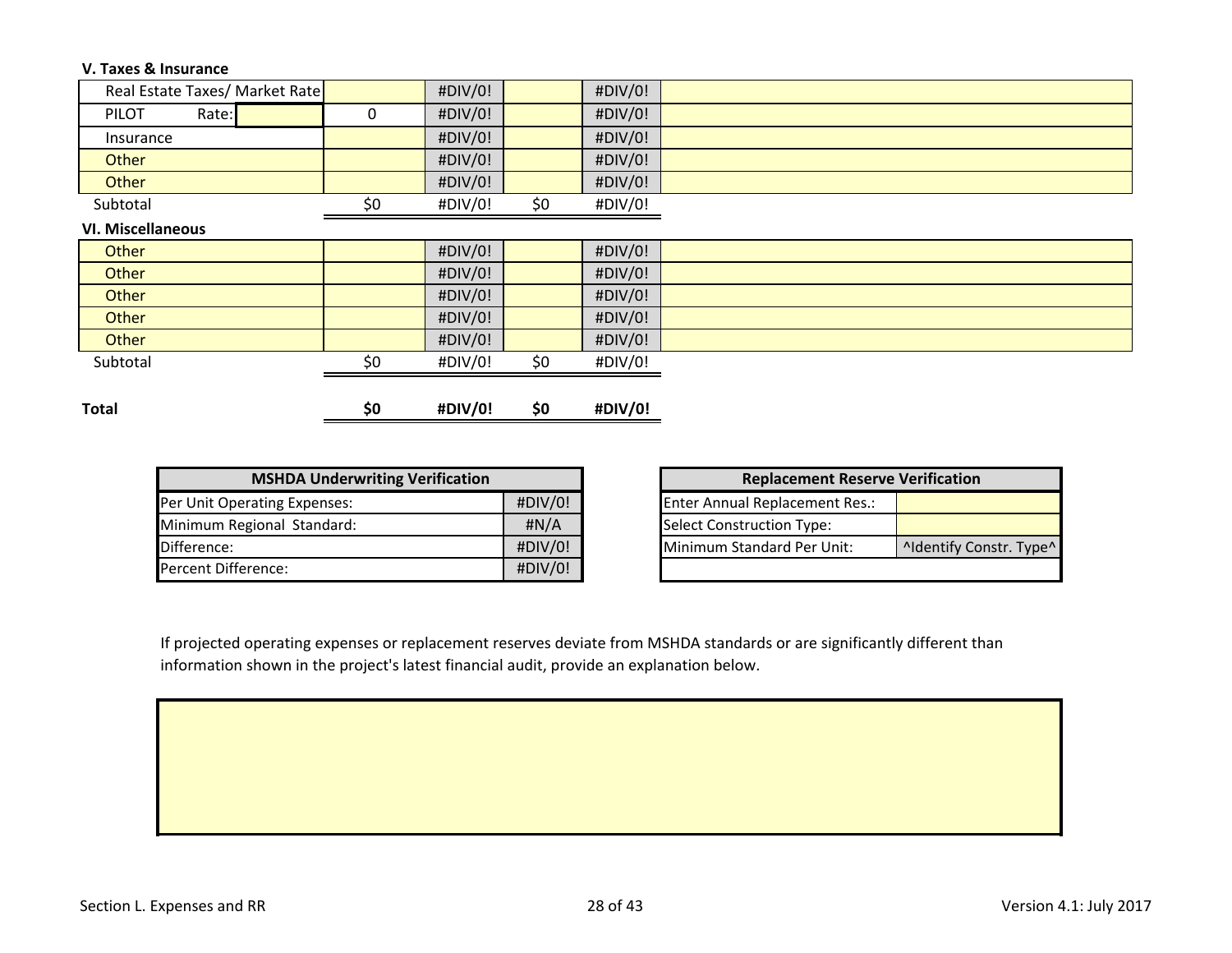**V. Taxes & Insurance**

| | | | | | |
|---|---|---|---|---|---|
| Real Estate Taxes/ Market Rate | | #DIV/0! | | #DIV/0! | |
| PILOT Rate: | 0 | #DIV/0! | | #DIV/0! | |
| Insurance | | #DIV/0! | | #DIV/0! | |
| Other | | #DIV/0! | | #DIV/0! | |
| Other | | #DIV/0! | | #DIV/0! | |
| Subtotal | $0 | #DIV/0! | $0 | #DIV/0! | |

**VI. Miscellaneous**

| | | | | | |
|---|---|---|---|---|---|
| Other | | #DIV/0! | | #DIV/0! | |
| Other | | #DIV/0! | | #DIV/0! | |
| Other | | #DIV/0! | | #DIV/0! | |
| Other | | #DIV/0! | | #DIV/0! | |
| Other | | #DIV/0! | | #DIV/0! | |
| Subtotal | $0 | #DIV/0! | $0 | #DIV/0! | |

| | | | | |
|---|---|---|---|---|
| **Total** | **$0** | **#DIV/0!** | **$0** | **#DIV/0!** |

| MSHDA Underwriting Verification | |
|---|---|
| Per Unit Operating Expenses: | #DIV/0! |
| Minimum Regional Standard: | #N/A |
| Difference: | #DIV/0! |
| Percent Difference: | #DIV/0! |

| Replacement Reserve Verification | |
|---|---|
| Enter Annual Replacement Res.: | |
| Select Construction Type: | |
| Minimum Standard Per Unit: | ^Identify Constr. Type^ |

If projected operating expenses or replacement reserves deviate from MSHDA standards or are significantly different than information shown in the project's latest financial audit, provide an explanation below.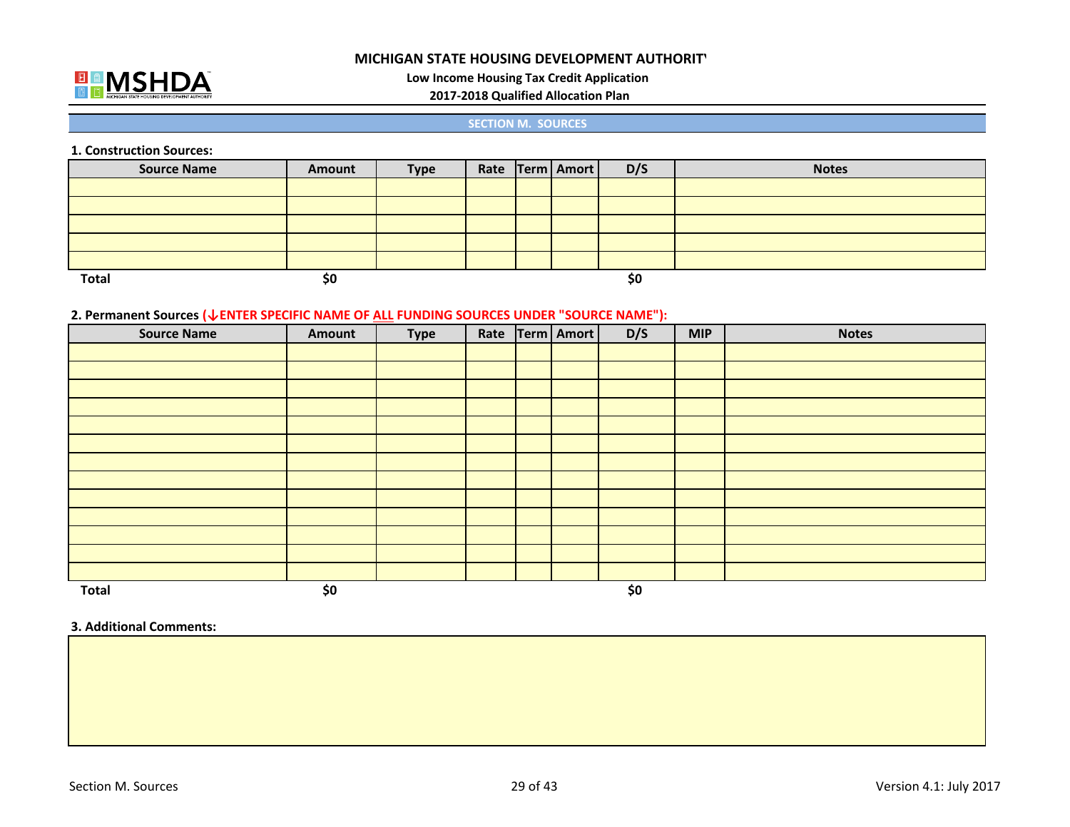MICHIGAN STATE HOUSING DEVELOPMENT AUTHORITY

Low Income Housing Tax Credit Application

2017-2018 Qualified Allocation Plan

## SECTION M. SOURCES

### 1. Construction Sources:

| Source Name | Amount | Type | Rate | Term | Amort | D/S | Notes |
|---|---|---|---|---|---|---|---|
| | | | | | | | |
| | | | | | | | |
| | | | | | | | |
| | | | | | | | |
| | | | | | | | |
| **Total** | **$0** | | | | | **$0** | |

### 2. Permanent Sources (↓ENTER SPECIFIC NAME OF ALL FUNDING SOURCES UNDER "SOURCE NAME"):

| Source Name | Amount | Type | Rate | Term | Amort | D/S | MIP | Notes |
|---|---|---|---|---|---|---|---|---|
| | | | | | | | | |
| | | | | | | | | |
| | | | | | | | | |
| | | | | | | | | |
| | | | | | | | | |
| | | | | | | | | |
| | | | | | | | | |
| | | | | | | | | |
| | | | | | | | | |
| | | | | | | | | |
| | | | | | | | | |
| | | | | | | | | |
| | | | | | | | | |
| **Total** | **$0** | | | | | **$0** | | |

### 3. Additional Comments: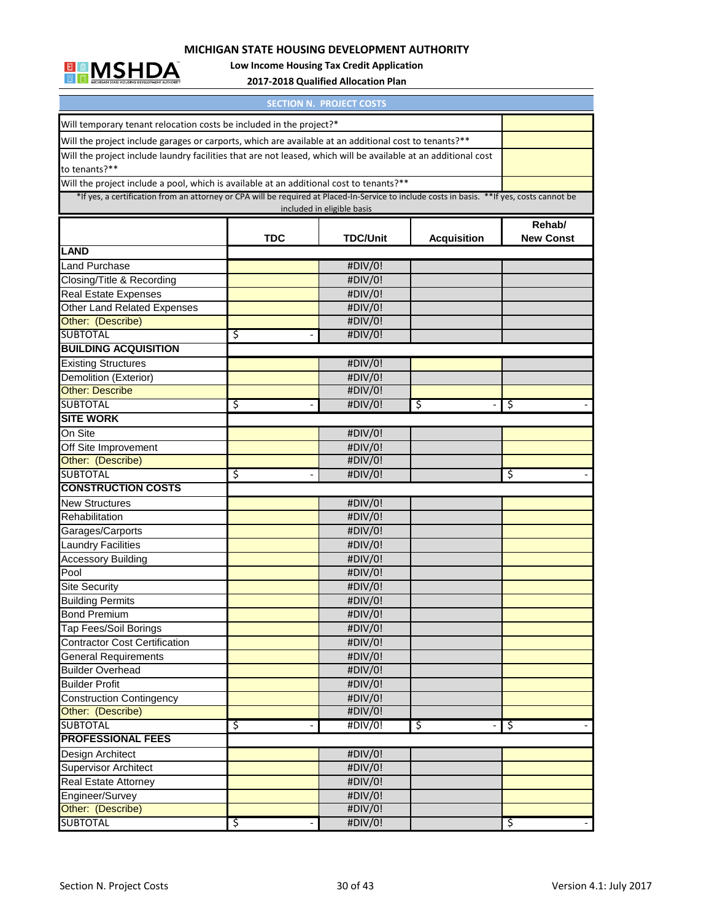**MICHIGAN STATE HOUSING DEVELOPMENT AUTHORITY**

**Low Income Housing Tax Credit Application**

**2017-2018 Qualified Allocation Plan**

## SECTION N. PROJECT COSTS

| | |
|---|---|
| Will temporary tenant relocation costs be included in the project?* | |
| Will the project include garages or carports, which are available at an additional cost to tenants?** | |
| Will the project include laundry facilities that are not leased, which will be available at an additional cost to tenants?** | |
| Will the project include a pool, which is available at an additional cost to tenants?** | |

*If yes, a certification from an attorney or CPA will be required at Placed-In-Service to include costs in basis. **If yes, costs cannot be included in eligible basis

| | TDC | TDC/Unit | Acquisition | Rehab/ New Const |
|---|---|---|---|---|
| **LAND** | | | | |
| Land Purchase | | #DIV/0! | | |
| Closing/Title & Recording | | #DIV/0! | | |
| Real Estate Expenses | | #DIV/0! | | |
| Other Land Related Expenses | | #DIV/0! | | |
| Other: (Describe) | | #DIV/0! | | |
| SUBTOTAL | $ - | #DIV/0! | | |
| **BUILDING ACQUISITION** | | | | |
| Existing Structures | | #DIV/0! | | |
| Demolition (Exterior) | | #DIV/0! | | |
| Other: Describe | | #DIV/0! | | |
| SUBTOTAL | $ - | #DIV/0! | $ - | $ - |
| **SITE WORK** | | | | |
| On Site | | #DIV/0! | | |
| Off Site Improvement | | #DIV/0! | | |
| Other: (Describe) | | #DIV/0! | | |
| SUBTOTAL | $ - | #DIV/0! | | $ - |
| **CONSTRUCTION COSTS** | | | | |
| New Structures | | #DIV/0! | | |
| Rehabilitation | | #DIV/0! | | |
| Garages/Carports | | #DIV/0! | | |
| Laundry Facilities | | #DIV/0! | | |
| Accessory Building | | #DIV/0! | | |
| Pool | | #DIV/0! | | |
| Site Security | | #DIV/0! | | |
| Building Permits | | #DIV/0! | | |
| Bond Premium | | #DIV/0! | | |
| Tap Fees/Soil Borings | | #DIV/0! | | |
| Contractor Cost Certification | | #DIV/0! | | |
| General Requirements | | #DIV/0! | | |
| Builder Overhead | | #DIV/0! | | |
| Builder Profit | | #DIV/0! | | |
| Construction Contingency | | #DIV/0! | | |
| Other: (Describe) | | #DIV/0! | | |
| SUBTOTAL | $ - | #DIV/0! | $ - | $ - |
| **PROFESSIONAL FEES** | | | | |
| Design Architect | | #DIV/0! | | |
| Supervisor Architect | | #DIV/0! | | |
| Real Estate Attorney | | #DIV/0! | | |
| Engineer/Survey | | #DIV/0! | | |
| Other: (Describe) | | #DIV/0! | | |
| SUBTOTAL | $ - | #DIV/0! | | $ - |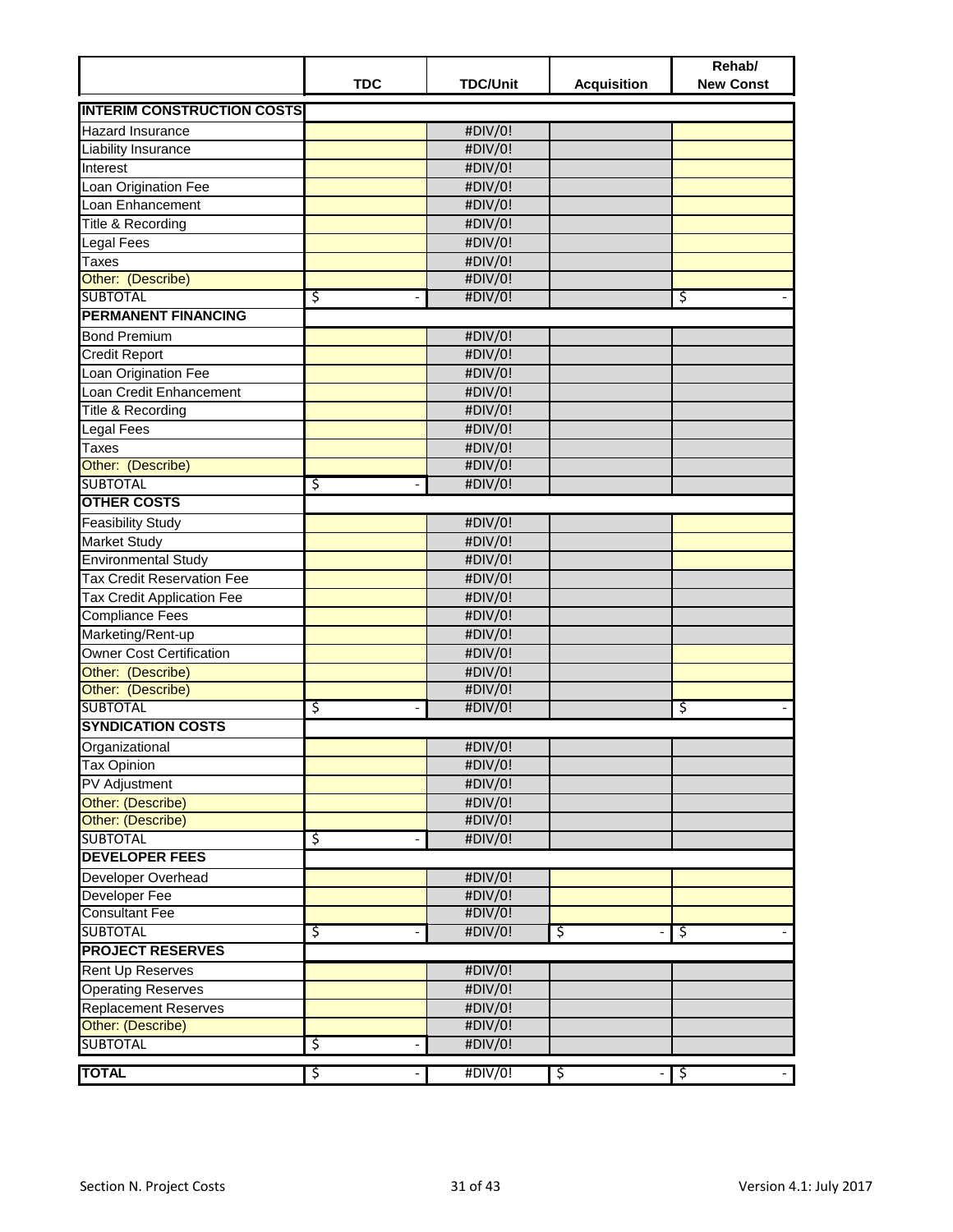| | TDC | TDC/Unit | Acquisition | Rehab/ New Const |
|---|---|---|---|---|
| **INTERIM CONSTRUCTION COSTS** | | | | |
| Hazard Insurance | | #DIV/0! | | |
| Liability Insurance | | #DIV/0! | | |
| Interest | | #DIV/0! | | |
| Loan Origination Fee | | #DIV/0! | | |
| Loan Enhancement | | #DIV/0! | | |
| Title & Recording | | #DIV/0! | | |
| Legal Fees | | #DIV/0! | | |
| Taxes | | #DIV/0! | | |
| Other: (Describe) | | #DIV/0! | | |
| SUBTOTAL | $ - | #DIV/0! | | $ - |
| **PERMANENT FINANCING** | | | | |
| Bond Premium | | #DIV/0! | | |
| Credit Report | | #DIV/0! | | |
| Loan Origination Fee | | #DIV/0! | | |
| Loan Credit Enhancement | | #DIV/0! | | |
| Title & Recording | | #DIV/0! | | |
| Legal Fees | | #DIV/0! | | |
| Taxes | | #DIV/0! | | |
| Other: (Describe) | | #DIV/0! | | |
| SUBTOTAL | $ - | #DIV/0! | | |
| **OTHER COSTS** | | | | |
| Feasibility Study | | #DIV/0! | | |
| Market Study | | #DIV/0! | | |
| Environmental Study | | #DIV/0! | | |
| Tax Credit Reservation Fee | | #DIV/0! | | |
| Tax Credit Application Fee | | #DIV/0! | | |
| Compliance Fees | | #DIV/0! | | |
| Marketing/Rent-up | | #DIV/0! | | |
| Owner Cost Certification | | #DIV/0! | | |
| Other: (Describe) | | #DIV/0! | | |
| Other: (Describe) | | #DIV/0! | | |
| SUBTOTAL | $ - | #DIV/0! | | $ - |
| **SYNDICATION COSTS** | | | | |
| Organizational | | #DIV/0! | | |
| Tax Opinion | | #DIV/0! | | |
| PV Adjustment | | #DIV/0! | | |
| Other: (Describe) | | #DIV/0! | | |
| Other: (Describe) | | #DIV/0! | | |
| SUBTOTAL | $ - | #DIV/0! | | |
| **DEVELOPER FEES** | | | | |
| Developer Overhead | | #DIV/0! | | |
| Developer Fee | | #DIV/0! | | |
| Consultant Fee | | #DIV/0! | | |
| SUBTOTAL | $ - | #DIV/0! | $ - | $ - |
| **PROJECT RESERVES** | | | | |
| Rent Up Reserves | | #DIV/0! | | |
| Operating Reserves | | #DIV/0! | | |
| Replacement Reserves | | #DIV/0! | | |
| Other: (Describe) | | #DIV/0! | | |
| SUBTOTAL | $ - | #DIV/0! | | |
| **TOTAL** | $ - | #DIV/0! | $ - | $ - |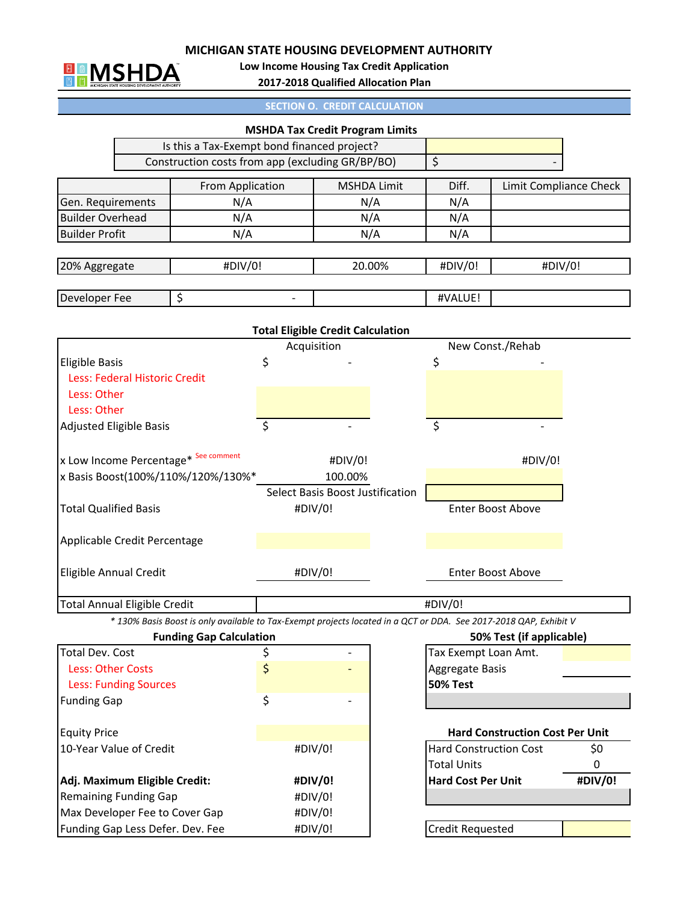# MICHIGAN STATE HOUSING DEVELOPMENT AUTHORITY

**Low Income Housing Tax Credit Application**

**2017-2018 Qualified Allocation Plan**

## SECTION O. CREDIT CALCULATION

### MSHDA Tax Credit Program Limits

| | |
|---|---|
| Is this a Tax-Exempt bond financed project? | |
| Construction costs from app (excluding GR/BP/BO) | $ - |

| | From Application | MSHDA Limit | Diff. | Limit Compliance Check |
|---|---|---|---|---|
| Gen. Requirements | N/A | N/A | N/A | |
| Builder Overhead | N/A | N/A | N/A | |
| Builder Profit | N/A | N/A | N/A | |

| | | | | |
|---|---|---|---|---|
| 20% Aggregate | #DIV/0! | 20.00% | #DIV/0! | #DIV/0! |

| | | | | |
|---|---|---|---|---|
| Developer Fee | $ - | | #VALUE! | |

### Total Eligible Credit Calculation

| | Acquisition | New Const./Rehab |
|---|---|---|
| Eligible Basis | $ - | $ - |
| Less: Federal Historic Credit | | |
| Less: Other | | |
| Less: Other | | |
| Adjusted Eligible Basis | $ - | $ - |
| x Low Income Percentage* See comment | #DIV/0! | #DIV/0! |
| x Basis Boost(100%/110%/120%/130%* | 100.00% | |
| | Select Basis Boost Justification | |
| Total Qualified Basis | #DIV/0! | Enter Boost Above |
| Applicable Credit Percentage | | |
| Eligible Annual Credit | #DIV/0! | Enter Boost Above |
| Total Annual Eligible Credit | #DIV/0! | |

*\* 130% Basis Boost is only available to Tax-Exempt projects located in a QCT or DDA. See 2017-2018 QAP, Exhibit V*

### Funding Gap Calculation

| | |
|---|---|
| Total Dev. Cost | $ - |
| Less: Other Costs | $ - |
| Less: Funding Sources | |
| Funding Gap | $ - |
| Equity Price | |
| 10-Year Value of Credit | #DIV/0! |
| **Adj. Maximum Eligible Credit:** | **#DIV/0!** |
| Remaining Funding Gap | #DIV/0! |
| Max Developer Fee to Cover Gap | #DIV/0! |
| Funding Gap Less Defer. Dev. Fee | #DIV/0! |

### 50% Test (if applicable)

| | |
|---|---|
| Tax Exempt Loan Amt. | |
| Aggregate Basis | |
| **50% Test** | |

### Hard Construction Cost Per Unit

| | |
|---|---|
| Hard Construction Cost | $0 |
| Total Units | 0 |
| **Hard Cost Per Unit** | **#DIV/0!** |

| | |
|---|---|
| Credit Requested | |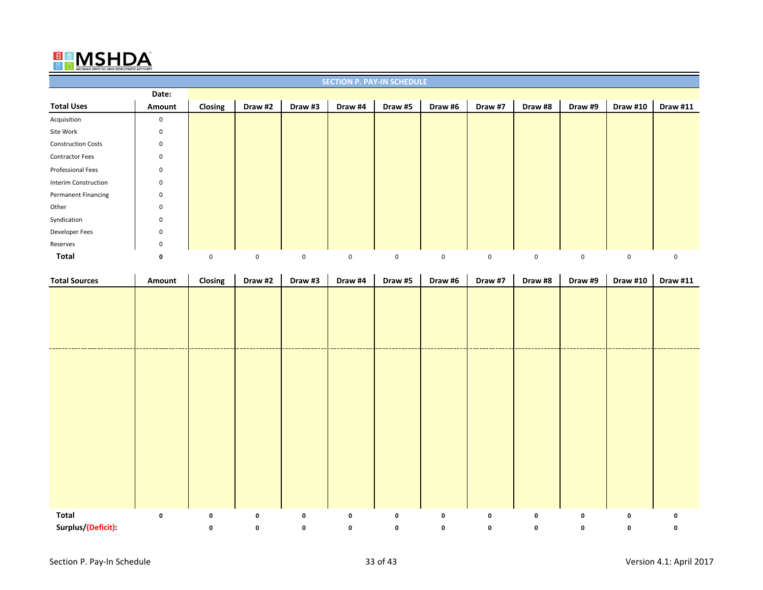MSHDA

## SECTION P. PAY-IN SCHEDULE

| **Total Uses** | **Date:** **Amount** | **Closing** | **Draw #2** | **Draw #3** | **Draw #4** | **Draw #5** | **Draw #6** | **Draw #7** | **Draw #8** | **Draw #9** | **Draw #10** | **Draw #11** |
|---|---|---|---|---|---|---|---|---|---|---|---|---|
| Acquisition | 0 | | | | | | | | | | | |
| Site Work | 0 | | | | | | | | | | | |
| Construction Costs | 0 | | | | | | | | | | | |
| Contractor Fees | 0 | | | | | | | | | | | |
| Professional Fees | 0 | | | | | | | | | | | |
| Interim Construction | 0 | | | | | | | | | | | |
| Permanent Financing | 0 | | | | | | | | | | | |
| Other | 0 | | | | | | | | | | | |
| Syndication | 0 | | | | | | | | | | | |
| Developer Fees | 0 | | | | | | | | | | | |
| Reserves | 0 | | | | | | | | | | | |
| **Total** | **0** | 0 | 0 | 0 | 0 | 0 | 0 | 0 | 0 | 0 | 0 | 0 |

| **Total Sources** | **Amount** | **Closing** | **Draw #2** | **Draw #3** | **Draw #4** | **Draw #5** | **Draw #6** | **Draw #7** | **Draw #8** | **Draw #9** | **Draw #10** | **Draw #11** |
|---|---|---|---|---|---|---|---|---|---|---|---|---|
| | | | | | | | | | | | | |
| | | | | | | | | | | | | |
| **Total** | **0** | **0** | **0** | **0** | **0** | **0** | **0** | **0** | **0** | **0** | **0** | **0** |
| **Surplus/(Deficit):** | | **0** | **0** | **0** | **0** | **0** | **0** | **0** | **0** | **0** | **0** | **0** |

Section P. Pay-In Schedule — Version 4.1: April 2017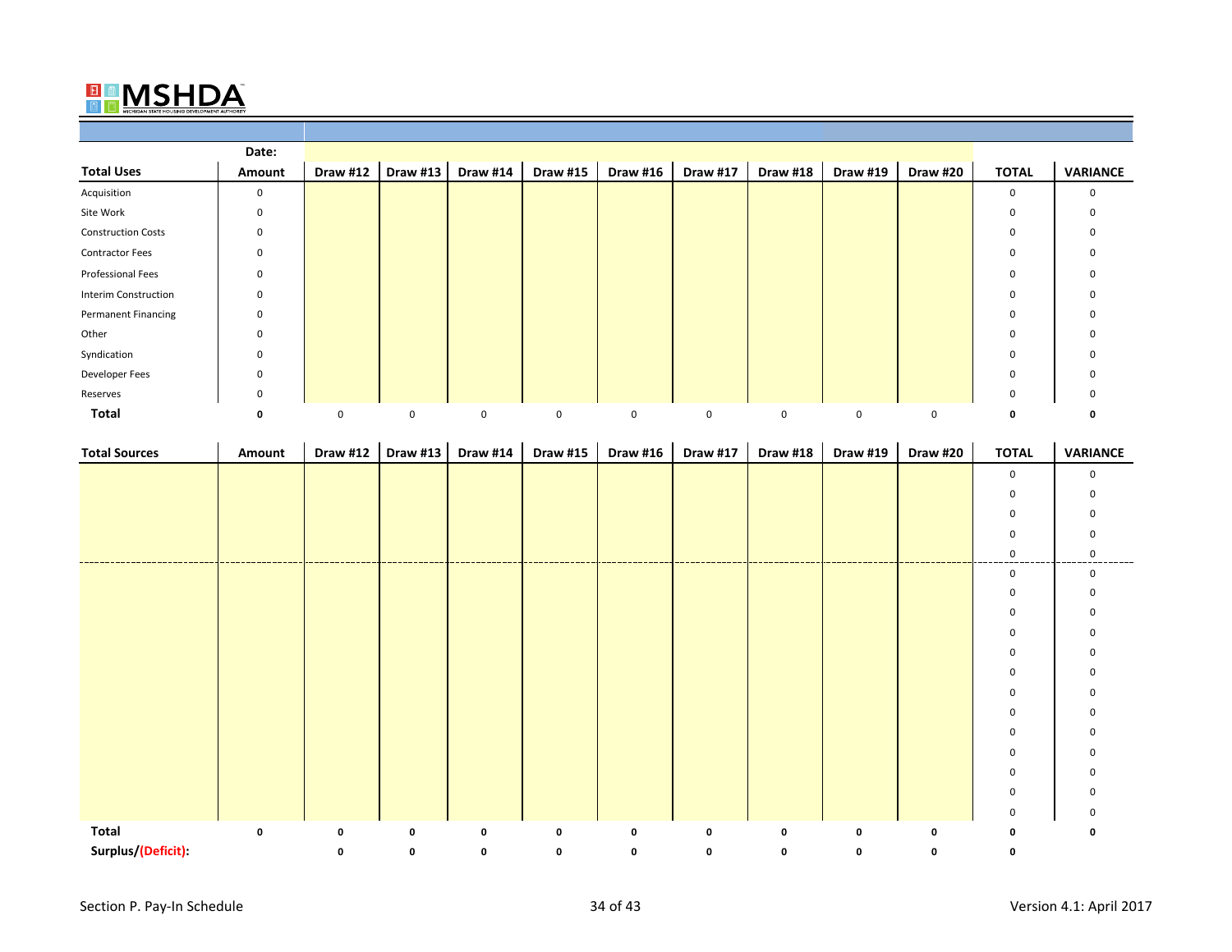MSHDA

| Total Uses | Date: Amount | Draw #12 | Draw #13 | Draw #14 | Draw #15 | Draw #16 | Draw #17 | Draw #18 | Draw #19 | Draw #20 | TOTAL | VARIANCE |
|---|---|---|---|---|---|---|---|---|---|---|---|---|
| Acquisition | 0 | | | | | | | | | | 0 | 0 |
| Site Work | 0 | | | | | | | | | | 0 | 0 |
| Construction Costs | 0 | | | | | | | | | | 0 | 0 |
| Contractor Fees | 0 | | | | | | | | | | 0 | 0 |
| Professional Fees | 0 | | | | | | | | | | 0 | 0 |
| Interim Construction | 0 | | | | | | | | | | 0 | 0 |
| Permanent Financing | 0 | | | | | | | | | | 0 | 0 |
| Other | 0 | | | | | | | | | | 0 | 0 |
| Syndication | 0 | | | | | | | | | | 0 | 0 |
| Developer Fees | 0 | | | | | | | | | | 0 | 0 |
| Reserves | 0 | | | | | | | | | | 0 | 0 |
| **Total** | **0** | 0 | 0 | 0 | 0 | 0 | 0 | 0 | 0 | 0 | **0** | **0** |

| Total Sources | Amount | Draw #12 | Draw #13 | Draw #14 | Draw #15 | Draw #16 | Draw #17 | Draw #18 | Draw #19 | Draw #20 | TOTAL | VARIANCE |
|---|---|---|---|---|---|---|---|---|---|---|---|---|
| | | | | | | | | | | | 0 | 0 |
| | | | | | | | | | | | 0 | 0 |
| | | | | | | | | | | | 0 | 0 |
| | | | | | | | | | | | 0 | 0 |
| | | | | | | | | | | | 0 | 0 |
| | | | | | | | | | | | 0 | 0 |
| | | | | | | | | | | | 0 | 0 |
| | | | | | | | | | | | 0 | 0 |
| | | | | | | | | | | | 0 | 0 |
| | | | | | | | | | | | 0 | 0 |
| | | | | | | | | | | | 0 | 0 |
| | | | | | | | | | | | 0 | 0 |
| | | | | | | | | | | | 0 | 0 |
| | | | | | | | | | | | 0 | 0 |
| | | | | | | | | | | | 0 | 0 |
| | | | | | | | | | | | 0 | 0 |
| | | | | | | | | | | | 0 | 0 |
| | | | | | | | | | | | 0 | 0 |
| **Total** | **0** | **0** | **0** | **0** | **0** | **0** | **0** | **0** | **0** | **0** | **0** | **0** |
| **Surplus/(Deficit):** | | **0** | **0** | **0** | **0** | **0** | **0** | **0** | **0** | **0** | **0** | |

Section P. Pay-In Schedule

Version 4.1: April 2017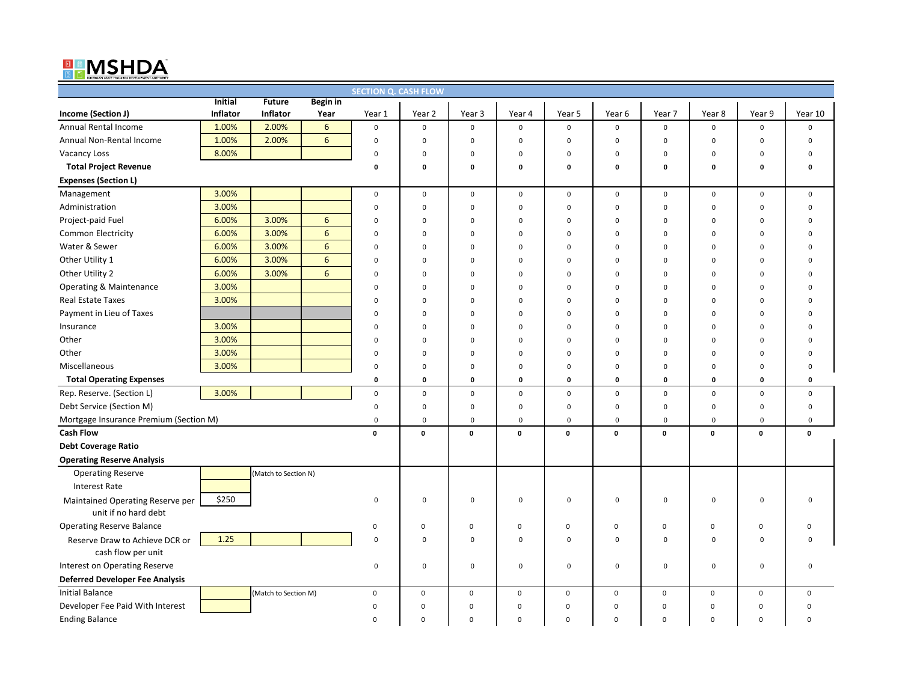MSHDA

## SECTION Q. CASH FLOW

| Income (Section J) | Initial Inflator | Future Inflator | Begin in Year | Year 1 | Year 2 | Year 3 | Year 4 | Year 5 | Year 6 | Year 7 | Year 8 | Year 9 | Year 10 |
|---|---|---|---|---|---|---|---|---|---|---|---|---|---|
| Annual Rental Income | 1.00% | 2.00% | 6 | 0 | 0 | 0 | 0 | 0 | 0 | 0 | 0 | 0 | 0 |
| Annual Non-Rental Income | 1.00% | 2.00% | 6 | 0 | 0 | 0 | 0 | 0 | 0 | 0 | 0 | 0 | 0 |
| Vacancy Loss | 8.00% | | | 0 | 0 | 0 | 0 | 0 | 0 | 0 | 0 | 0 | 0 |
| **Total Project Revenue** | | | | **0** | **0** | **0** | **0** | **0** | **0** | **0** | **0** | **0** | **0** |
| **Expenses (Section L)** | | | | | | | | | | | | | |
| Management | 3.00% | | | 0 | 0 | 0 | 0 | 0 | 0 | 0 | 0 | 0 | 0 |
| Administration | 3.00% | | | 0 | 0 | 0 | 0 | 0 | 0 | 0 | 0 | 0 | 0 |
| Project-paid Fuel | 6.00% | 3.00% | 6 | 0 | 0 | 0 | 0 | 0 | 0 | 0 | 0 | 0 | 0 |
| Common Electricity | 6.00% | 3.00% | 6 | 0 | 0 | 0 | 0 | 0 | 0 | 0 | 0 | 0 | 0 |
| Water & Sewer | 6.00% | 3.00% | 6 | 0 | 0 | 0 | 0 | 0 | 0 | 0 | 0 | 0 | 0 |
| Other Utility 1 | 6.00% | 3.00% | 6 | 0 | 0 | 0 | 0 | 0 | 0 | 0 | 0 | 0 | 0 |
| Other Utility 2 | 6.00% | 3.00% | 6 | 0 | 0 | 0 | 0 | 0 | 0 | 0 | 0 | 0 | 0 |
| Operating & Maintenance | 3.00% | | | 0 | 0 | 0 | 0 | 0 | 0 | 0 | 0 | 0 | 0 |
| Real Estate Taxes | 3.00% | | | 0 | 0 | 0 | 0 | 0 | 0 | 0 | 0 | 0 | 0 |
| Payment in Lieu of Taxes | | | | 0 | 0 | 0 | 0 | 0 | 0 | 0 | 0 | 0 | 0 |
| Insurance | 3.00% | | | 0 | 0 | 0 | 0 | 0 | 0 | 0 | 0 | 0 | 0 |
| Other | 3.00% | | | 0 | 0 | 0 | 0 | 0 | 0 | 0 | 0 | 0 | 0 |
| Other | 3.00% | | | 0 | 0 | 0 | 0 | 0 | 0 | 0 | 0 | 0 | 0 |
| Miscellaneous | 3.00% | | | 0 | 0 | 0 | 0 | 0 | 0 | 0 | 0 | 0 | 0 |
| **Total Operating Expenses** | | | | **0** | **0** | **0** | **0** | **0** | **0** | **0** | **0** | **0** | **0** |
| Rep. Reserve. (Section L) | 3.00% | | | 0 | 0 | 0 | 0 | 0 | 0 | 0 | 0 | 0 | 0 |
| Debt Service (Section M) | | | | 0 | 0 | 0 | 0 | 0 | 0 | 0 | 0 | 0 | 0 |
| Mortgage Insurance Premium (Section M) | | | | 0 | 0 | 0 | 0 | 0 | 0 | 0 | 0 | 0 | 0 |
| **Cash Flow** | | | | **0** | **0** | **0** | **0** | **0** | **0** | **0** | **0** | **0** | **0** |
| **Debt Coverage Ratio** | | | | | | | | | | | | | |
| **Operating Reserve Analysis** | | | | | | | | | | | | | |
| Operating Reserve | | (Match to Section N) | | | | | | | | | | | |
| Interest Rate | | | | | | | | | | | | | |
| Maintained Operating Reserve per unit if no hard debt | $250 | | | 0 | 0 | 0 | 0 | 0 | 0 | 0 | 0 | 0 | 0 |
| Operating Reserve Balance | | | | 0 | 0 | 0 | 0 | 0 | 0 | 0 | 0 | 0 | 0 |
| Reserve Draw to Achieve DCR or cash flow per unit | 1.25 | | | 0 | 0 | 0 | 0 | 0 | 0 | 0 | 0 | 0 | 0 |
| Interest on Operating Reserve | | | | 0 | 0 | 0 | 0 | 0 | 0 | 0 | 0 | 0 | 0 |
| **Deferred Developer Fee Analysis** | | | | | | | | | | | | | |
| Initial Balance | | (Match to Section M) | | 0 | 0 | 0 | 0 | 0 | 0 | 0 | 0 | 0 | 0 |
| Developer Fee Paid With Interest | | | | 0 | 0 | 0 | 0 | 0 | 0 | 0 | 0 | 0 | 0 |
| Ending Balance | | | | 0 | 0 | 0 | 0 | 0 | 0 | 0 | 0 | 0 | 0 |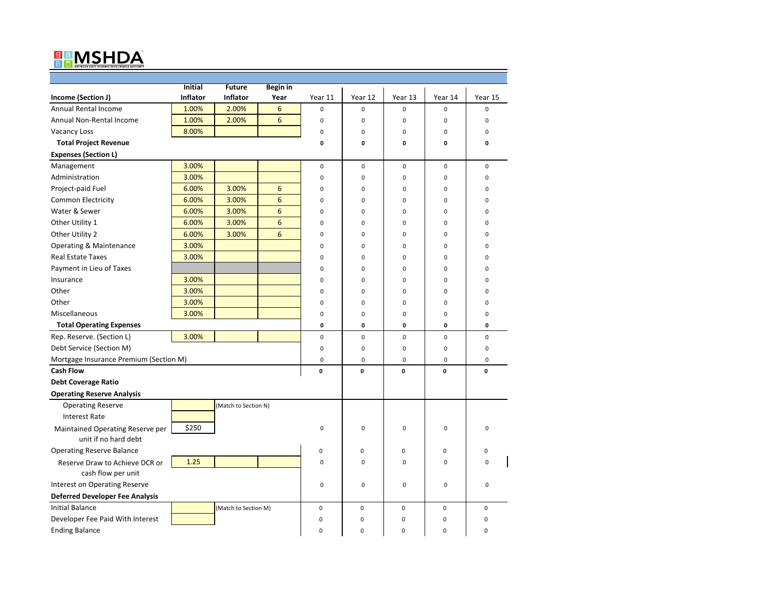**MSHDA** MICHIGAN STATE HOUSING DEVELOPMENT AUTHORITY

| Income (Section J) | Initial Inflator | Future Inflator | Begin in Year | Year 11 | Year 12 | Year 13 | Year 14 | Year 15 |
|---|---|---|---|---|---|---|---|---|
| Annual Rental Income | 1.00% | 2.00% | 6 | 0 | 0 | 0 | 0 | 0 |
| Annual Non-Rental Income | 1.00% | 2.00% | 6 | 0 | 0 | 0 | 0 | 0 |
| Vacancy Loss | 8.00% | | | 0 | 0 | 0 | 0 | 0 |
| **Total Project Revenue** | | | | **0** | **0** | **0** | **0** | **0** |
| **Expenses (Section L)** | | | | | | | | |
| Management | 3.00% | | | 0 | 0 | 0 | 0 | 0 |
| Administration | 3.00% | | | 0 | 0 | 0 | 0 | 0 |
| Project-paid Fuel | 6.00% | 3.00% | 6 | 0 | 0 | 0 | 0 | 0 |
| Common Electricity | 6.00% | 3.00% | 6 | 0 | 0 | 0 | 0 | 0 |
| Water & Sewer | 6.00% | 3.00% | 6 | 0 | 0 | 0 | 0 | 0 |
| Other Utility 1 | 6.00% | 3.00% | 6 | 0 | 0 | 0 | 0 | 0 |
| Other Utility 2 | 6.00% | 3.00% | 6 | 0 | 0 | 0 | 0 | 0 |
| Operating & Maintenance | 3.00% | | | 0 | 0 | 0 | 0 | 0 |
| Real Estate Taxes | 3.00% | | | 0 | 0 | 0 | 0 | 0 |
| Payment in Lieu of Taxes | | | | 0 | 0 | 0 | 0 | 0 |
| Insurance | 3.00% | | | 0 | 0 | 0 | 0 | 0 |
| Other | 3.00% | | | 0 | 0 | 0 | 0 | 0 |
| Other | 3.00% | | | 0 | 0 | 0 | 0 | 0 |
| Miscellaneous | 3.00% | | | 0 | 0 | 0 | 0 | 0 |
| **Total Operating Expenses** | | | | **0** | **0** | **0** | **0** | **0** |
| Rep. Reserve. (Section L) | 3.00% | | | 0 | 0 | 0 | 0 | 0 |
| Debt Service (Section M) | | | | 0 | 0 | 0 | 0 | 0 |
| Mortgage Insurance Premium (Section M) | | | | 0 | 0 | 0 | 0 | 0 |
| **Cash Flow** | | | | **0** | **0** | **0** | **0** | **0** |
| **Debt Coverage Ratio** | | | | | | | | |
| **Operating Reserve Analysis** | | | | | | | | |
| Operating Reserve | | (Match to Section N) | | | | | | |
| Interest Rate | | | | | | | | |
| Maintained Operating Reserve per unit if no hard debt | $250 | | | 0 | 0 | 0 | 0 | 0 |
| Operating Reserve Balance | | | | 0 | 0 | 0 | 0 | 0 |
| Reserve Draw to Achieve DCR or cash flow per unit | 1.25 | | | 0 | 0 | 0 | 0 | 0 |
| Interest on Operating Reserve | | | | 0 | 0 | 0 | 0 | 0 |
| **Deferred Developer Fee Analysis** | | | | | | | | |
| Initial Balance | | (Match to Section M) | | 0 | 0 | 0 | 0 | 0 |
| Developer Fee Paid With Interest | | | | 0 | 0 | 0 | 0 | 0 |
| Ending Balance | | | | 0 | 0 | 0 | 0 | 0 |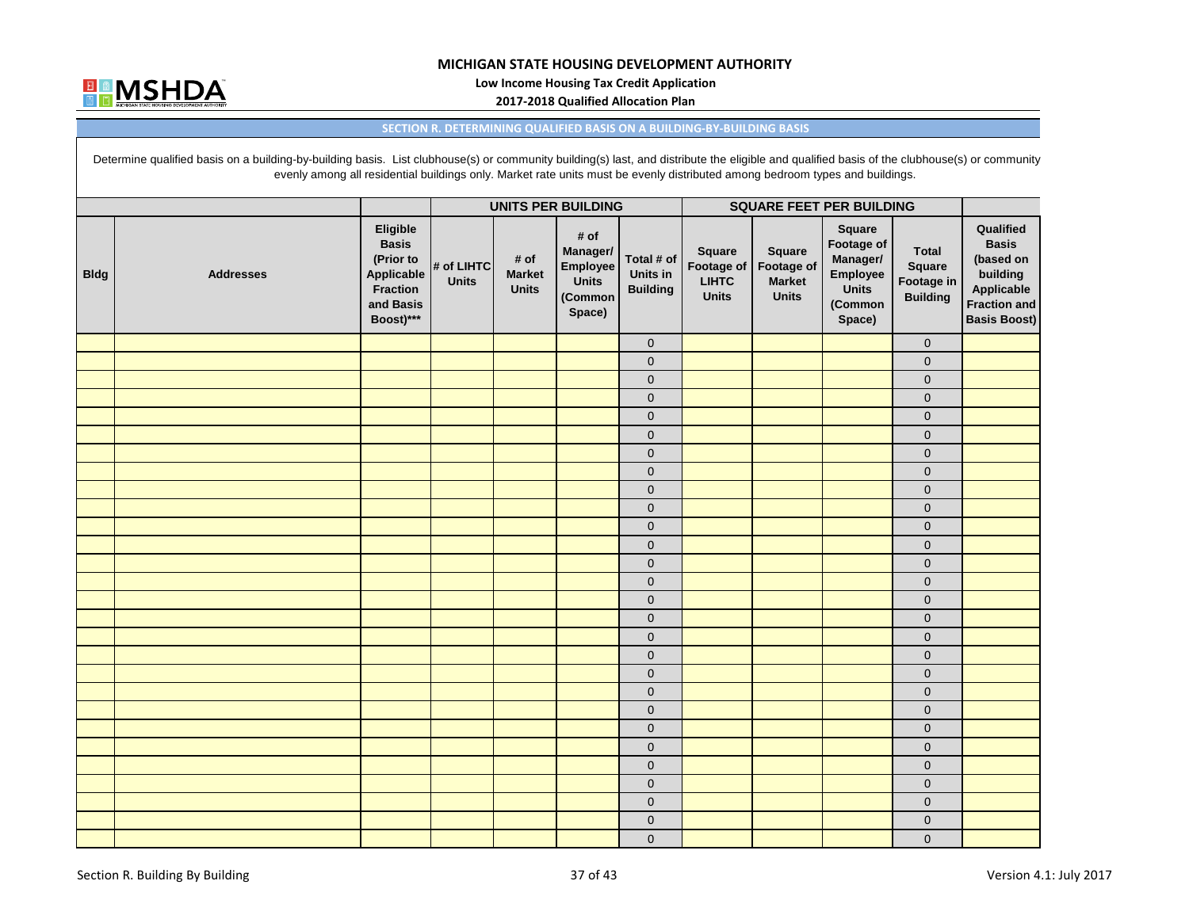# MICHIGAN STATE HOUSING DEVELOPMENT AUTHORITY

**Low Income Housing Tax Credit Application**

**2017-2018 Qualified Allocation Plan**

## SECTION R. DETERMINING QUALIFIED BASIS ON A BUILDING-BY-BUILDING BASIS

Determine qualified basis on a building-by-building basis. List clubhouse(s) or community building(s) last, and distribute the eligible and qualified basis of the clubhouse(s) or community evenly among all residential buildings only. Market rate units must be evenly distributed among bedroom types and buildings.

| | | | UNITS PER BUILDING | | | | SQUARE FEET PER BUILDING | | | | |
|---|---|---|---|---|---|---|---|---|---|---|---|
| **Bldg** | **Addresses** | **Eligible Basis (Prior to Applicable Fraction and Basis Boost)*** ** | **# of LIHTC Units** | **# of Market Units** | **# of Manager/ Employee Units (Common Space)** | **Total # of Units in Building** | **Square Footage of LIHTC Units** | **Square Footage of Market Units** | **Square Footage of Manager/ Employee Units (Common Space)** | **Total Square Footage in Building** | **Qualified Basis (based on building Applicable Fraction and Basis Boost)** |
| | | | | | | 0 | | | | 0 | |
| | | | | | | 0 | | | | 0 | |
| | | | | | | 0 | | | | 0 | |
| | | | | | | 0 | | | | 0 | |
| | | | | | | 0 | | | | 0 | |
| | | | | | | 0 | | | | 0 | |
| | | | | | | 0 | | | | 0 | |
| | | | | | | 0 | | | | 0 | |
| | | | | | | 0 | | | | 0 | |
| | | | | | | 0 | | | | 0 | |
| | | | | | | 0 | | | | 0 | |
| | | | | | | 0 | | | | 0 | |
| | | | | | | 0 | | | | 0 | |
| | | | | | | 0 | | | | 0 | |
| | | | | | | 0 | | | | 0 | |
| | | | | | | 0 | | | | 0 | |
| | | | | | | 0 | | | | 0 | |
| | | | | | | 0 | | | | 0 | |
| | | | | | | 0 | | | | 0 | |
| | | | | | | 0 | | | | 0 | |
| | | | | | | 0 | | | | 0 | |
| | | | | | | 0 | | | | 0 | |
| | | | | | | 0 | | | | 0 | |
| | | | | | | 0 | | | | 0 | |
| | | | | | | 0 | | | | 0 | |
| | | | | | | 0 | | | | 0 | |
| | | | | | | 0 | | | | 0 | |
| | | | | | | 0 | | | | 0 | |

Section R. Building By Building

Version 4.1: July 2017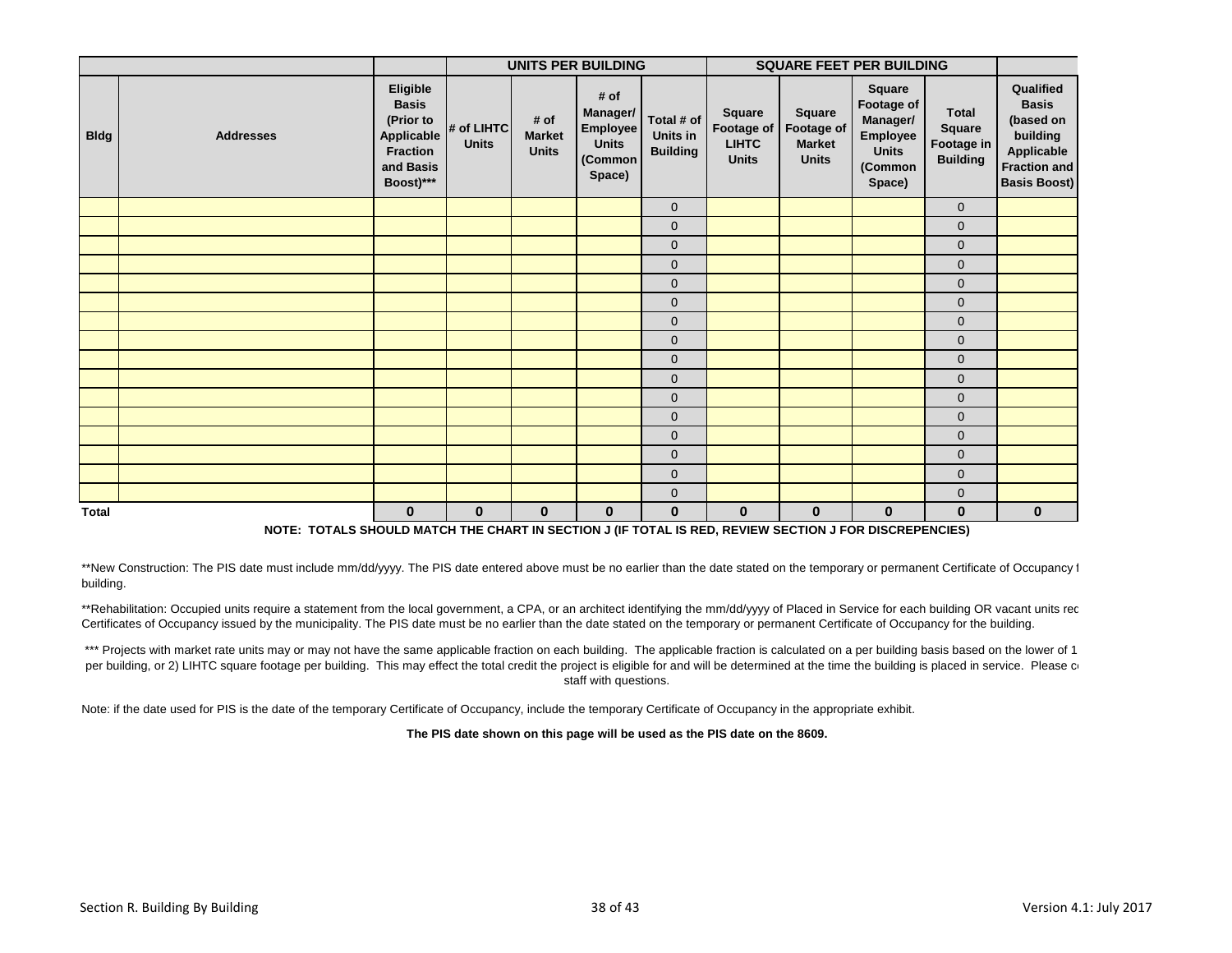| | | | UNITS PER BUILDING | | | | SQUARE FEET PER BUILDING | | | | |
|---|---|---|---|---|---|---|---|---|---|---|---|
| Bldg | Addresses | Eligible Basis (Prior to Applicable Fraction and Basis Boost)*** | # of LIHTC Units | # of Market Units | # of Manager/ Employee Units (Common Space) | Total # of Units in Building | Square Footage of LIHTC Units | Square Footage of Market Units | Square Footage of Manager/ Employee Units (Common Space) | Total Square Footage in Building | Qualified Basis (based on building Applicable Fraction and Basis Boost) |
| | | | | | | 0 | | | | 0 | |
| | | | | | | 0 | | | | 0 | |
| | | | | | | 0 | | | | 0 | |
| | | | | | | 0 | | | | 0 | |
| | | | | | | 0 | | | | 0 | |
| | | | | | | 0 | | | | 0 | |
| | | | | | | 0 | | | | 0 | |
| | | | | | | 0 | | | | 0 | |
| | | | | | | 0 | | | | 0 | |
| | | | | | | 0 | | | | 0 | |
| | | | | | | 0 | | | | 0 | |
| | | | | | | 0 | | | | 0 | |
| | | | | | | 0 | | | | 0 | |
| | | | | | | 0 | | | | 0 | |
| | | | | | | 0 | | | | 0 | |
| | | | | | | 0 | | | | 0 | |
| **Total** | | **0** | **0** | **0** | **0** | **0** | **0** | **0** | **0** | **0** | **0** |

**NOTE: TOTALS SHOULD MATCH THE CHART IN SECTION J (IF TOTAL IS RED, REVIEW SECTION J FOR DISCREPENCIES)**

**New Construction: The PIS date must include mm/dd/yyyy. The PIS date entered above must be no earlier than the date stated on the temporary or permanent Certificate of Occupancy f building.

**Rehabilitation: Occupied units require a statement from the local government, a CPA, or an architect identifying the mm/dd/yyyy of Placed in Service for each building OR vacant units rec Certificates of Occupancy issued by the municipality. The PIS date must be no earlier than the date stated on the temporary or permanent Certificate of Occupancy for the building.

*** Projects with market rate units may or may not have the same applicable fraction on each building. The applicable fraction is calculated on a per building basis based on the lower of 1 per building, or 2) LIHTC square footage per building. This may effect the total credit the project is eligible for and will be determined at the time the building is placed in service. Please c staff with questions.

Note: if the date used for PIS is the date of the temporary Certificate of Occupancy, include the temporary Certificate of Occupancy in the appropriate exhibit.

**The PIS date shown on this page will be used as the PIS date on the 8609.**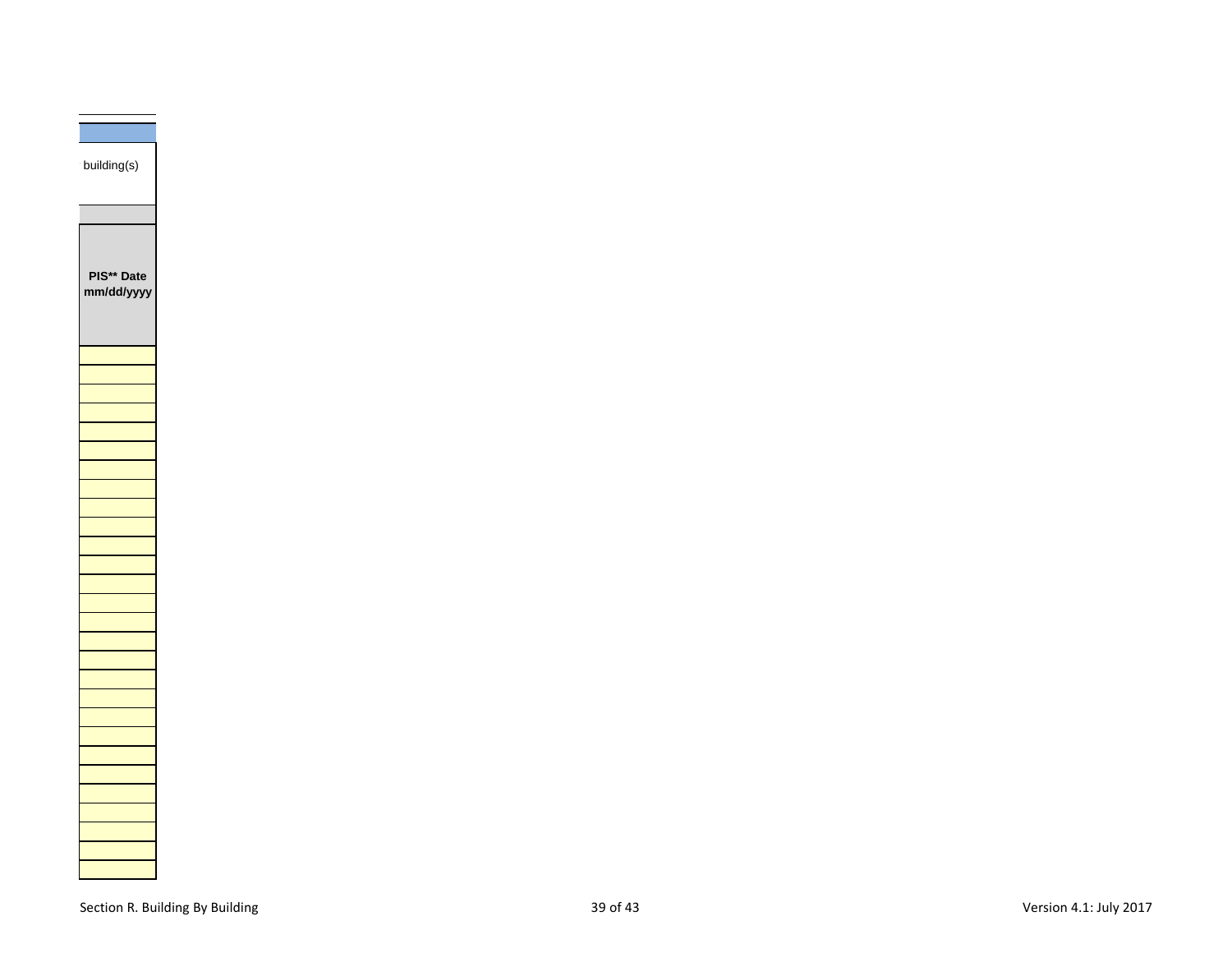| building(s) |
| --- |
| |
| **PIS** Date mm/dd/yyyy** |
| |
| |
| |
| |
| |
| |
| |
| |
| |
| |
| |
| |
| |
| |
| |
| |
| |
| |
| |
| |
| |
| |
| |
| |
| |
| |
| |
| |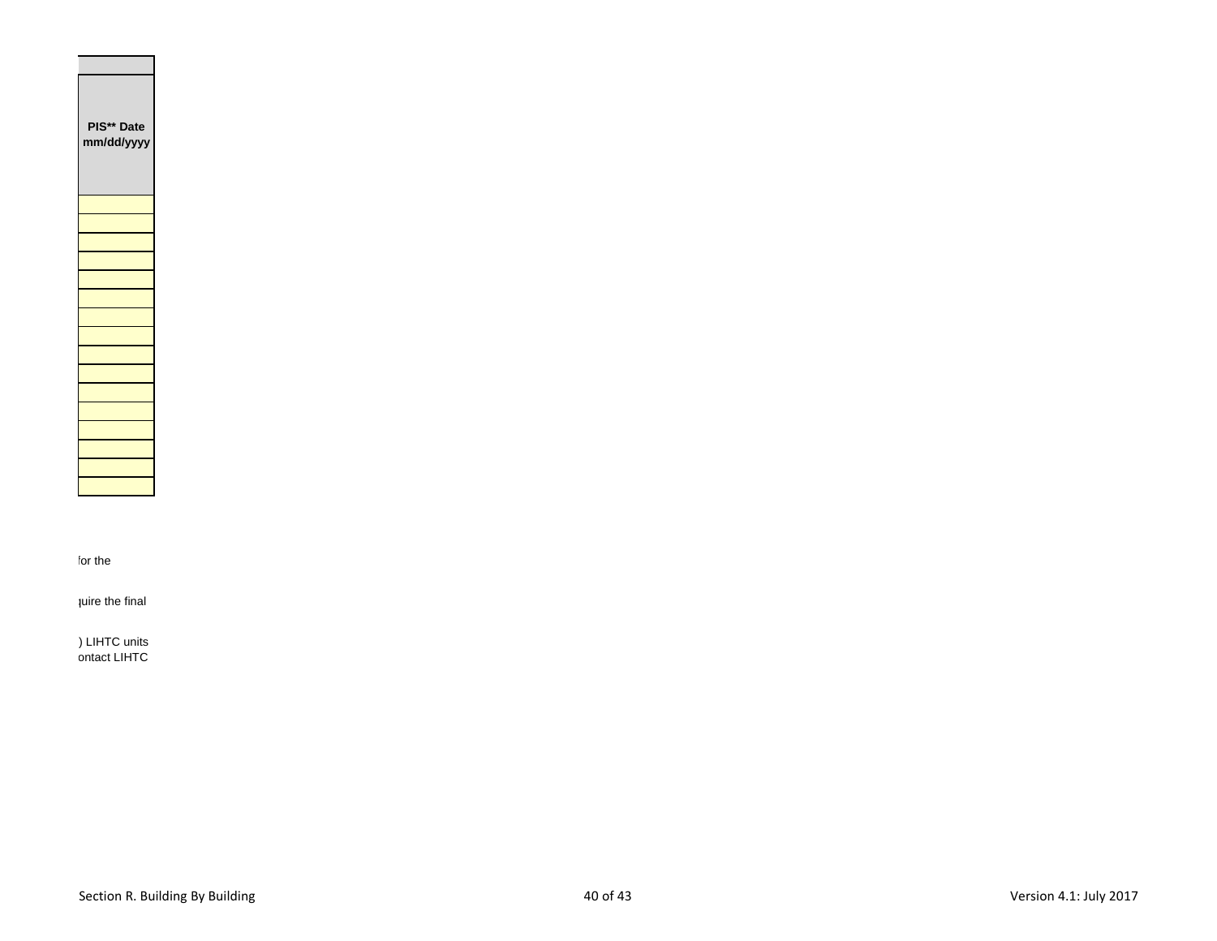| PIS** Date mm/dd/yyyy |
|---|
| |
| |
| |
| |
| |
| |
| |
| |
| |
| |
| |
| |
| |
| |
| |
| |

for the

quire the final

) LIHTC units
ontact LIHTC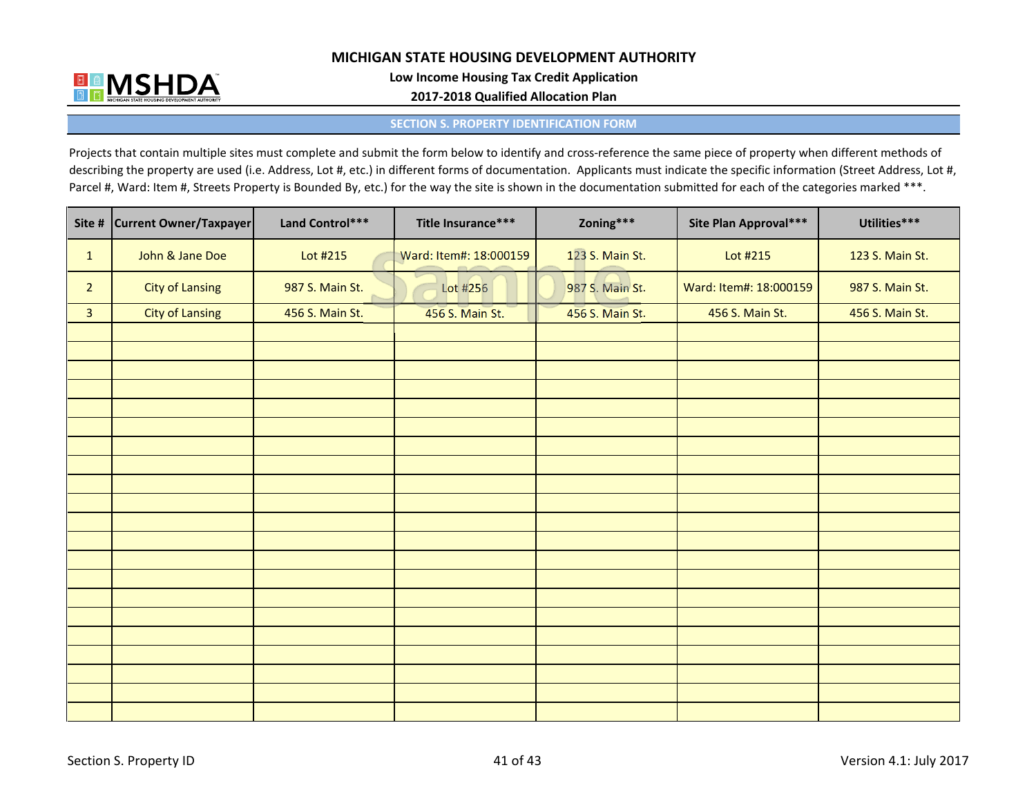# MICHIGAN STATE HOUSING DEVELOPMENT AUTHORITY

**Low Income Housing Tax Credit Application**

**2017-2018 Qualified Allocation Plan**

## SECTION S. PROPERTY IDENTIFICATION FORM

Projects that contain multiple sites must complete and submit the form below to identify and cross-reference the same piece of property when different methods of describing the property are used (i.e. Address, Lot #, etc.) in different forms of documentation. Applicants must indicate the specific information (Street Address, Lot #, Parcel #, Ward: Item #, Streets Property is Bounded By, etc.) for the way the site is shown in the documentation submitted for each of the categories marked ***.

| Site # | Current Owner/Taxpayer | Land Control*** | Title Insurance*** | Zoning*** | Site Plan Approval*** | Utilities*** |
|---|---|---|---|---|---|---|
| 1 | John & Jane Doe | Lot #215 | Ward: Item#: 18:000159 | 123 S. Main St. | Lot #215 | 123 S. Main St. |
| 2 | City of Lansing | 987 S. Main St. | Lot #256 | 987 S. Main St. | Ward: Item#: 18:000159 | 987 S. Main St. |
| 3 | City of Lansing | 456 S. Main St. | 456 S. Main St. | 456 S. Main St. | 456 S. Main St. | 456 S. Main St. |
| | | | | | | |
| | | | | | | |
| | | | | | | |
| | | | | | | |
| | | | | | | |
| | | | | | | |
| | | | | | | |
| | | | | | | |
| | | | | | | |
| | | | | | | |
| | | | | | | |
| | | | | | | |
| | | | | | | |
| | | | | | | |
| | | | | | | |
| | | | | | | |
| | | | | | | |
| | | | | | | |
| | | | | | | |
| | | | | | | |